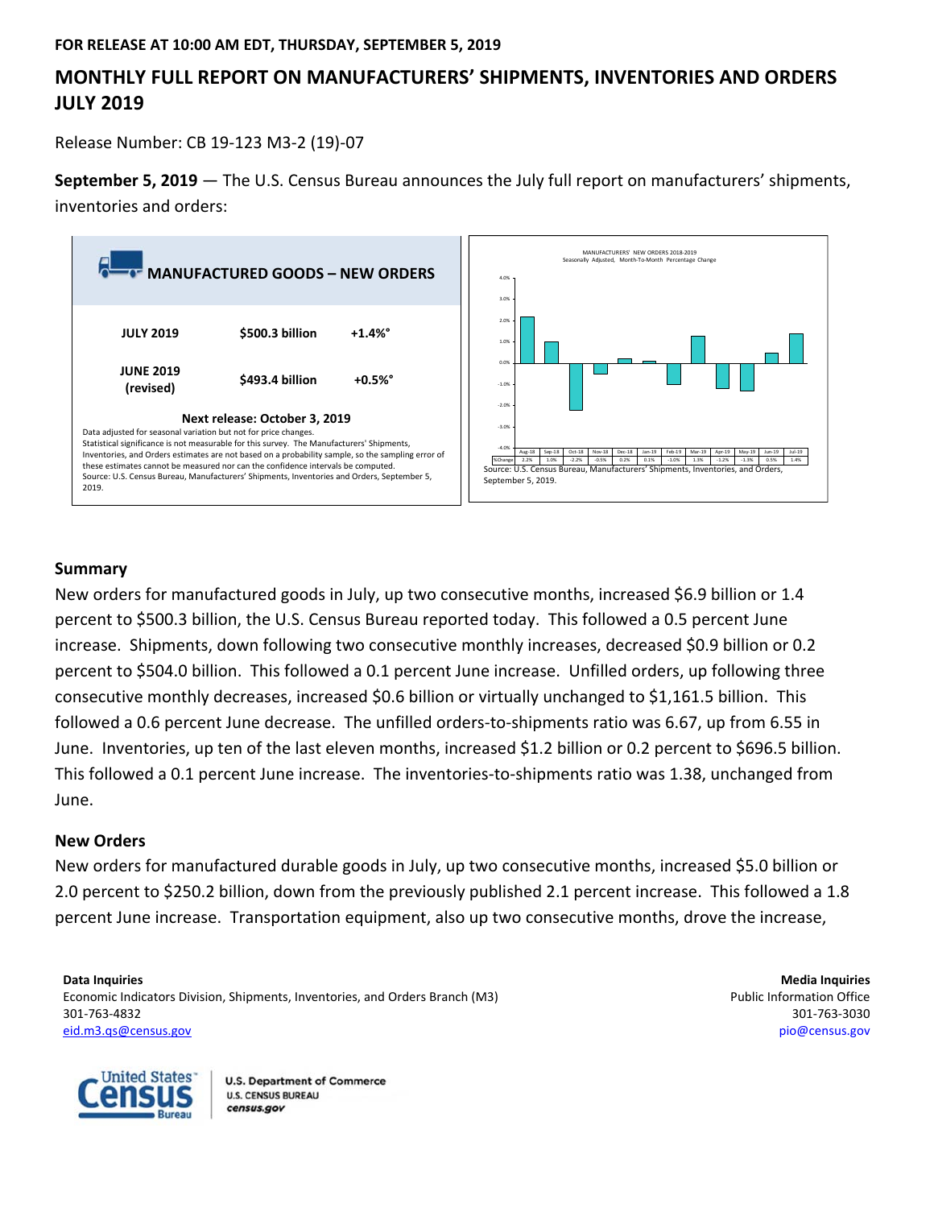**FOR RELEASE AT 10:00 AM EDT, THURSDAY, SEPTEMBER 5, 2019**

# MONTHLY FULL REPORT ON MANUFACTURERS' SHIPMENTS, INVENTORIES AND ORDERS JULY 2019

Release Number: CB 19-123 M3-2 (19)-07

**September 5, 2019** — The U.S. Census Bureau announces the July full report on manufacturers' shipments, inventories and orders:

**MANUFACTURED GOODS – NEW ORDERS**

| | | |
|---|---|---|
| **JULY 2019** | **$500.3 billion** | **+1.4%°** |
| **JUNE 2019 (revised)** | **$493.4 billion** | **+0.5%°** |

**Next release: October 3, 2019**

Data adjusted for seasonal variation but not for price changes.
Statistical significance is not measurable for this survey. The Manufacturers' Shipments, Inventories, and Orders estimates are not based on a probability sample, so the sampling error of these estimates cannot be measured nor can the confidence intervals be computed.
Source: U.S. Census Bureau, Manufacturers' Shipments, Inventories and Orders, September 5, 2019.

MANUFACTURERS' NEW ORDERS 2018-2019
Seasonally Adjusted, Month-To-Month Percentage Change

| | Aug-18 | Sep-18 | Oct-18 | Nov-18 | Dec-18 | Jan-19 | Feb-19 | Mar-19 | Apr-19 | May-19 | Jun-19 | Jul-19 |
|---|---|---|---|---|---|---|---|---|---|---|---|---|
| %Change | 2.2% | 1.0% | -2.2% | -0.5% | 0.2% | 0.1% | -1.0% | 1.3% | -1.2% | -1.3% | 0.5% | 1.4% |

Source: U.S. Census Bureau, Manufacturers' Shipments, Inventories, and Orders, September 5, 2019.

## Summary

New orders for manufactured goods in July, up two consecutive months, increased $6.9 billion or 1.4 percent to $500.3 billion, the U.S. Census Bureau reported today. This followed a 0.5 percent June increase. Shipments, down following two consecutive monthly increases, decreased $0.9 billion or 0.2 percent to $504.0 billion. This followed a 0.1 percent June increase. Unfilled orders, up following three consecutive monthly decreases, increased $0.6 billion or virtually unchanged to $1,161.5 billion. This followed a 0.6 percent June decrease. The unfilled orders-to-shipments ratio was 6.67, up from 6.55 in June. Inventories, up ten of the last eleven months, increased $1.2 billion or 0.2 percent to $696.5 billion. This followed a 0.1 percent June increase. The inventories-to-shipments ratio was 1.38, unchanged from June.

## New Orders

New orders for manufactured durable goods in July, up two consecutive months, increased $5.0 billion or 2.0 percent to $250.2 billion, down from the previously published 2.1 percent increase. This followed a 1.8 percent June increase. Transportation equipment, also up two consecutive months, drove the increase,

**Data Inquiries**
Economic Indicators Division, Shipments, Inventories, and Orders Branch (M3)
301-763-4832
eid.m3.qs@census.gov

**Media Inquiries**
Public Information Office
301-763-3030
pio@census.gov

United States Census Bureau | U.S. Department of Commerce, U.S. CENSUS BUREAU, census.gov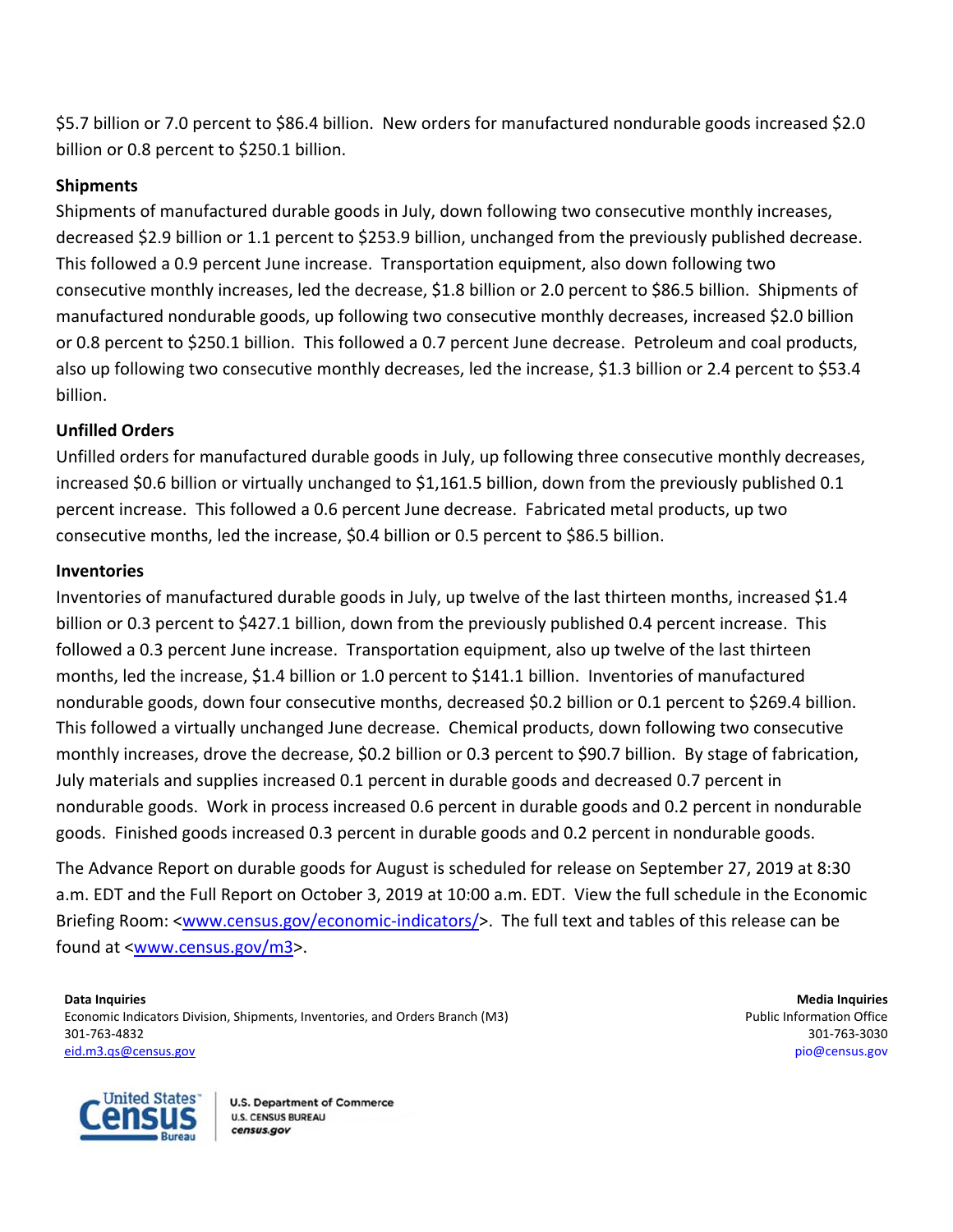$5.7 billion or 7.0 percent to $86.4 billion. New orders for manufactured nondurable goods increased $2.0 billion or 0.8 percent to $250.1 billion.

### Shipments

Shipments of manufactured durable goods in July, down following two consecutive monthly increases, decreased $2.9 billion or 1.1 percent to $253.9 billion, unchanged from the previously published decrease. This followed a 0.9 percent June increase. Transportation equipment, also down following two consecutive monthly increases, led the decrease, $1.8 billion or 2.0 percent to $86.5 billion. Shipments of manufactured nondurable goods, up following two consecutive monthly decreases, increased $2.0 billion or 0.8 percent to $250.1 billion. This followed a 0.7 percent June decrease. Petroleum and coal products, also up following two consecutive monthly decreases, led the increase, $1.3 billion or 2.4 percent to $53.4 billion.

### Unfilled Orders

Unfilled orders for manufactured durable goods in July, up following three consecutive monthly decreases, increased $0.6 billion or virtually unchanged to $1,161.5 billion, down from the previously published 0.1 percent increase. This followed a 0.6 percent June decrease. Fabricated metal products, up two consecutive months, led the increase, $0.4 billion or 0.5 percent to $86.5 billion.

### Inventories

Inventories of manufactured durable goods in July, up twelve of the last thirteen months, increased $1.4 billion or 0.3 percent to $427.1 billion, down from the previously published 0.4 percent increase. This followed a 0.3 percent June increase. Transportation equipment, also up twelve of the last thirteen months, led the increase, $1.4 billion or 1.0 percent to $141.1 billion. Inventories of manufactured nondurable goods, down four consecutive months, decreased $0.2 billion or 0.1 percent to $269.4 billion. This followed a virtually unchanged June decrease. Chemical products, down following two consecutive monthly increases, drove the decrease, $0.2 billion or 0.3 percent to $90.7 billion. By stage of fabrication, July materials and supplies increased 0.1 percent in durable goods and decreased 0.7 percent in nondurable goods. Work in process increased 0.6 percent in durable goods and 0.2 percent in nondurable goods. Finished goods increased 0.3 percent in durable goods and 0.2 percent in nondurable goods.

The Advance Report on durable goods for August is scheduled for release on September 27, 2019 at 8:30 a.m. EDT and the Full Report on October 3, 2019 at 10:00 a.m. EDT. View the full schedule in the Economic Briefing Room: <www.census.gov/economic-indicators/>. The full text and tables of this release can be found at <www.census.gov/m3>.

**Data Inquiries**
Economic Indicators Division, Shipments, Inventories, and Orders Branch (M3)
301-763-4832
eid.m3.qs@census.gov

**Media Inquiries**
Public Information Office
301-763-3030
pio@census.gov

United States Census Bureau
U.S. Department of Commerce
U.S. CENSUS BUREAU
census.gov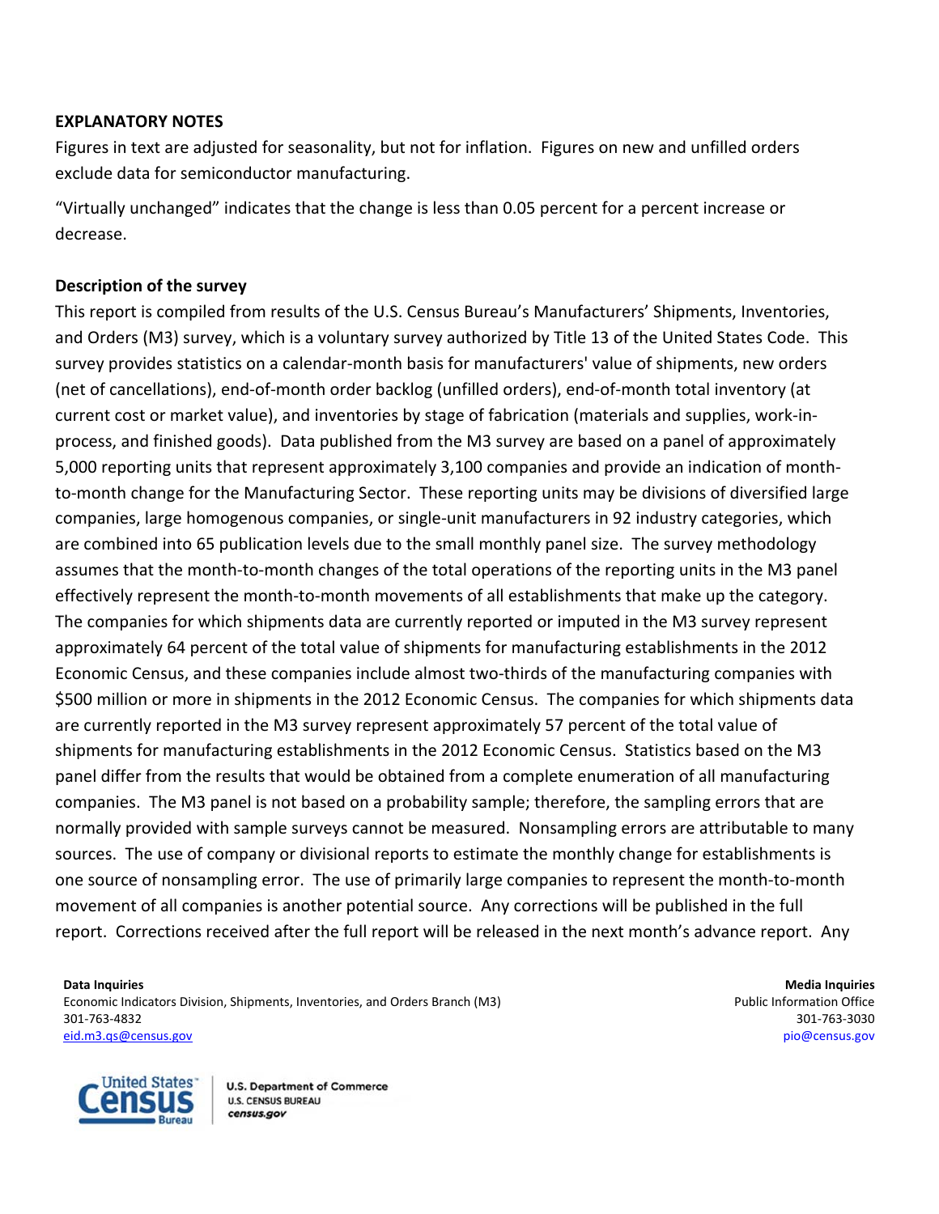**EXPLANATORY NOTES**

Figures in text are adjusted for seasonality, but not for inflation. Figures on new and unfilled orders exclude data for semiconductor manufacturing.

"Virtually unchanged" indicates that the change is less than 0.05 percent for a percent increase or decrease.

**Description of the survey**

This report is compiled from results of the U.S. Census Bureau's Manufacturers' Shipments, Inventories, and Orders (M3) survey, which is a voluntary survey authorized by Title 13 of the United States Code. This survey provides statistics on a calendar-month basis for manufacturers' value of shipments, new orders (net of cancellations), end-of-month order backlog (unfilled orders), end-of-month total inventory (at current cost or market value), and inventories by stage of fabrication (materials and supplies, work-in-process, and finished goods). Data published from the M3 survey are based on a panel of approximately 5,000 reporting units that represent approximately 3,100 companies and provide an indication of month-to-month change for the Manufacturing Sector. These reporting units may be divisions of diversified large companies, large homogenous companies, or single-unit manufacturers in 92 industry categories, which are combined into 65 publication levels due to the small monthly panel size. The survey methodology assumes that the month-to-month changes of the total operations of the reporting units in the M3 panel effectively represent the month-to-month movements of all establishments that make up the category. The companies for which shipments data are currently reported or imputed in the M3 survey represent approximately 64 percent of the total value of shipments for manufacturing establishments in the 2012 Economic Census, and these companies include almost two-thirds of the manufacturing companies with $500 million or more in shipments in the 2012 Economic Census. The companies for which shipments data are currently reported in the M3 survey represent approximately 57 percent of the total value of shipments for manufacturing establishments in the 2012 Economic Census. Statistics based on the M3 panel differ from the results that would be obtained from a complete enumeration of all manufacturing companies. The M3 panel is not based on a probability sample; therefore, the sampling errors that are normally provided with sample surveys cannot be measured. Nonsampling errors are attributable to many sources. The use of company or divisional reports to estimate the monthly change for establishments is one source of nonsampling error. The use of primarily large companies to represent the month-to-month movement of all companies is another potential source. Any corrections will be published in the full report. Corrections received after the full report will be released in the next month's advance report. Any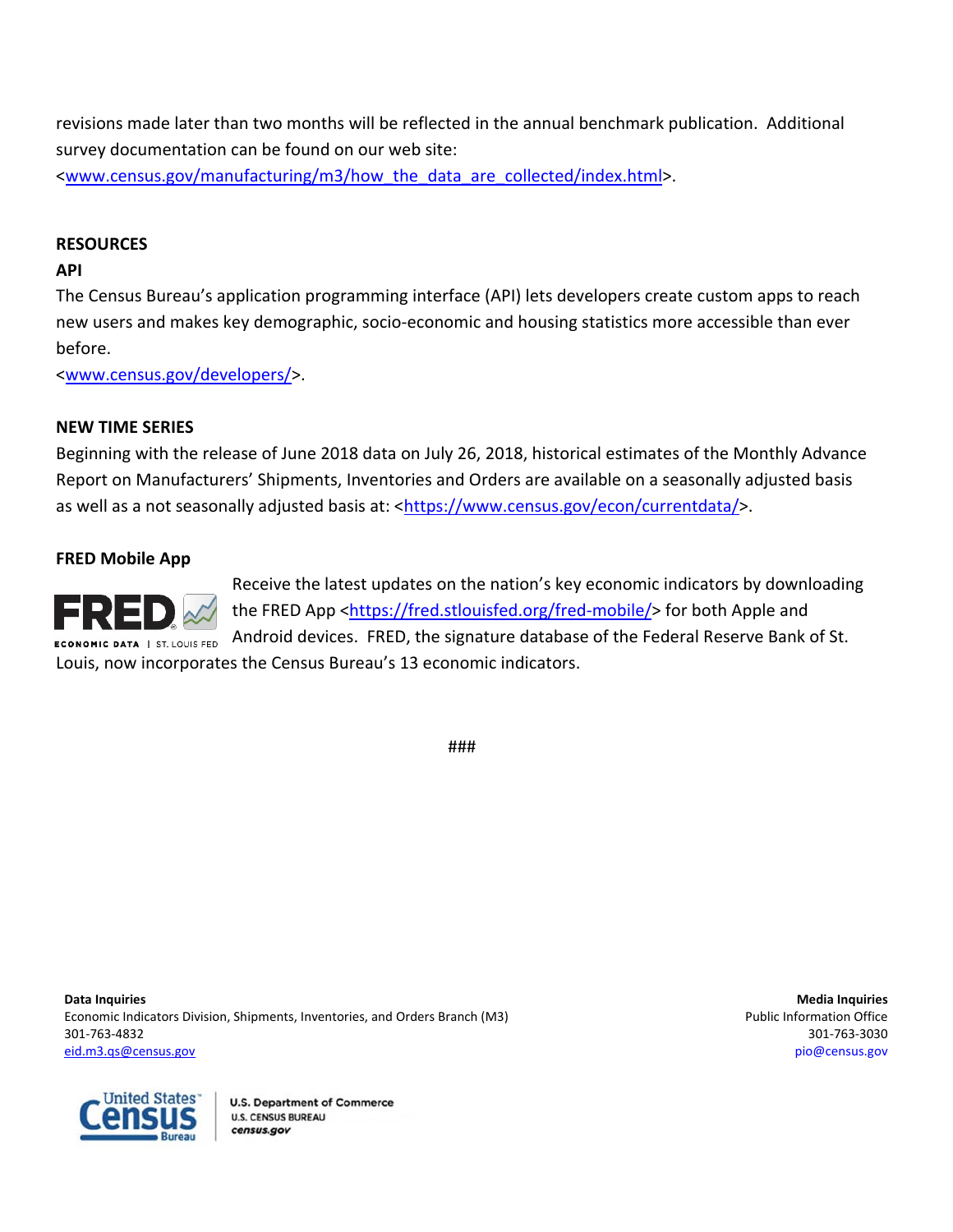revisions made later than two months will be reflected in the annual benchmark publication. Additional survey documentation can be found on our web site: <www.census.gov/manufacturing/m3/how_the_data_are_collected/index.html>.

## RESOURCES

### API

The Census Bureau's application programming interface (API) lets developers create custom apps to reach new users and makes key demographic, socio-economic and housing statistics more accessible than ever before.
<www.census.gov/developers/>.

## NEW TIME SERIES

Beginning with the release of June 2018 data on July 26, 2018, historical estimates of the Monthly Advance Report on Manufacturers' Shipments, Inventories and Orders are available on a seasonally adjusted basis as well as a not seasonally adjusted basis at: <https://www.census.gov/econ/currentdata/>.

### FRED Mobile App

Receive the latest updates on the nation's key economic indicators by downloading the FRED App <https://fred.stlouisfed.org/fred-mobile/> for both Apple and Android devices. FRED, the signature database of the Federal Reserve Bank of St. Louis, now incorporates the Census Bureau's 13 economic indicators.

###

**Data Inquiries**
Economic Indicators Division, Shipments, Inventories, and Orders Branch (M3)
301-763-4832
eid.m3.qs@census.gov

**Media Inquiries**
Public Information Office
301-763-3030
pio@census.gov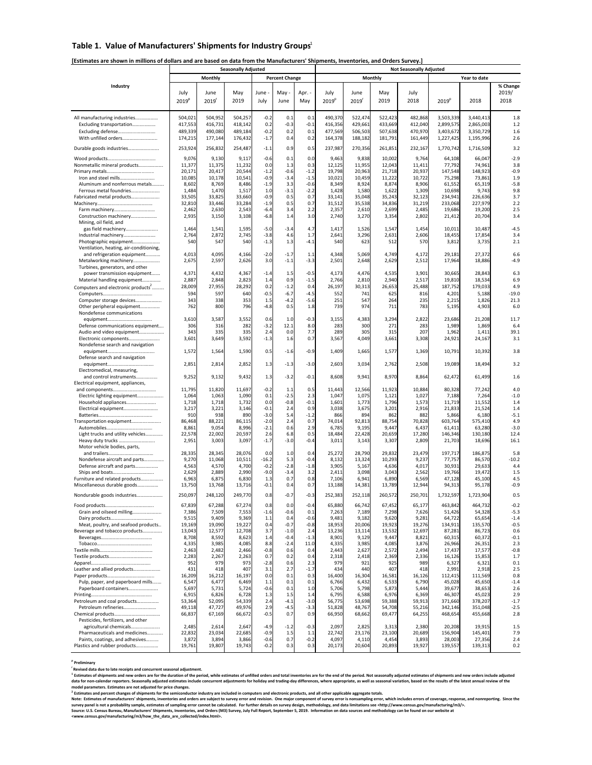## Table 1. Value of Manufacturers' Shipments for Industry Groups[1]

**[Estimates are shown in millions of dollars and are based on data from the Manufacturers' Shipments, Inventories, and Orders Survey.]**

| Industry | Seasonally Adjusted | | | | | | Not Seasonally Adjusted | | | | | | |
|---|---|---|---|---|---|---|---|---|---|---|---|---|---|
| | Monthly | | | Percent Change | | | Monthly | | | | Year to date | | |
| | July 2019[p] | June 2019[r] | May 2019 | June - July | May - June | Apr. - May | July 2019[p] | June 2019[r] | May 2019 | July 2018 | 2019[p] | 2018 | % Change 2019/ 2018 |
| All manufacturing industries.................. | 504,021 | 504,952 | 504,257 | -0.2 | 0.1 | 0.1 | 490,370 | 522,474 | 522,423 | 482,868 | 3,503,339 | 3,440,413 | 1.8 |
| Excluding transportation.................. | 417,553 | 416,731 | 418,142 | 0.2 | -0.3 | -0.1 | 416,356 | 429,661 | 433,669 | 412,040 | 2,899,575 | 2,865,003 | 1.2 |
| Excluding defense.............................. | 489,339 | 490,080 | 489,184 | -0.2 | 0.2 | 0.1 | 477,569 | 506,503 | 507,638 | 470,970 | 3,403,672 | 3,350,729 | 1.6 |
| With unfilled orders............................ | 174,215 | 177,144 | 176,432 | -1.7 | 0.4 | 0.2 | 164,378 | 188,182 | 181,791 | 161,449 | 1,227,425 | 1,195,996 | 2.6 |
| Durable goods industries......................... | 253,924 | 256,832 | 254,487 | -1.1 | 0.9 | 0.5 | 237,987 | 270,356 | 261,851 | 232,167 | 1,770,742 | 1,716,509 | 3.2 |
| Wood products...................................... | 9,076 | 9,130 | 9,117 | -0.6 | 0.1 | 0.0 | 9,463 | 9,838 | 10,002 | 9,764 | 64,108 | 66,047 | -2.9 |
| Nonmetallic mineral products.................... | 11,377 | 11,375 | 11,232 | 0.0 | 1.3 | 0.3 | 12,125 | 11,955 | 12,043 | 11,411 | 77,792 | 74,961 | 3.8 |
| Primary metals....................................... | 20,171 | 20,417 | 20,544 | -1.2 | -0.6 | -1.2 | 19,798 | 20,963 | 21,718 | 20,937 | 147,548 | 148,923 | -0.9 |
| Iron and steel mills............................. | 10,085 | 10,178 | 10,541 | -0.9 | -3.4 | -1.5 | 10,021 | 10,459 | 11,222 | 10,722 | 75,298 | 73,861 | 1.9 |
| Aluminum and nonferrous metals.......... | 8,602 | 8,769 | 8,486 | -1.9 | 3.3 | -0.6 | 8,349 | 8,924 | 8,874 | 8,906 | 61,552 | 65,319 | -5.8 |
| Ferrous metal foundries....................... | 1,484 | 1,470 | 1,517 | 1.0 | -3.1 | -2.2 | 1,428 | 1,580 | 1,622 | 1,309 | 10,698 | 9,743 | 9.8 |
| Fabricated metal products....................... | 33,505 | 33,825 | 33,660 | -0.9 | 0.5 | 0.7 | 33,141 | 35,048 | 35,243 | 32,123 | 234,941 | 226,636 | 3.7 |
| Machinery............................................. | 32,810 | 33,446 | 33,284 | -1.9 | 0.5 | 0.7 | 31,512 | 35,538 | 34,836 | 31,219 | 233,068 | 227,979 | 2.2 |
| Farm machinery................................. | 2,462 | 2,630 | 2,543 | -6.4 | 3.4 | 2.2 | 2,357 | 2,610 | 2,699 | 2,485 | 19,686 | 19,200 | 2.5 |
| Construction machinery..................... | 2,935 | 3,150 | 3,108 | -6.8 | 1.4 | 3.0 | 2,740 | 3,270 | 3,354 | 2,802 | 21,412 | 20,704 | 3.4 |
| Mining, oil field, and gas field machinery......................... | 1,464 | 1,541 | 1,595 | -5.0 | -3.4 | 4.7 | 1,417 | 1,526 | 1,547 | 1,454 | 10,011 | 10,487 | -4.5 |
| Industrial machinery.......................... | 2,764 | 2,872 | 2,745 | -3.8 | 4.6 | 1.7 | 2,641 | 3,296 | 2,631 | 2,606 | 18,455 | 17,854 | 3.4 |
| Photographic equipment..................... | 540 | 547 | 540 | -1.3 | 1.3 | -4.1 | 540 | 623 | 512 | 570 | 3,812 | 3,735 | 2.1 |
| Ventilation, heating, air-conditioning, and refrigeration equipment........... | 4,013 | 4,095 | 4,166 | -2.0 | -1.7 | 1.1 | 4,348 | 5,069 | 4,749 | 4,172 | 29,181 | 27,372 | 6.6 |
| Metalworking machinery..................... | 2,675 | 2,597 | 2,626 | 3.0 | -1.1 | -3.3 | 2,501 | 2,648 | 2,629 | 2,512 | 17,964 | 18,886 | -4.9 |
| Turbines, generators, and other power transmission equipment....... | 4,371 | 4,432 | 4,367 | -1.4 | 1.5 | -0.5 | 4,173 | 4,476 | 4,535 | 3,901 | 30,665 | 28,843 | 6.3 |
| Material handling equipment.............. | 2,887 | 2,848 | 2,823 | 1.4 | 0.9 | -1.5 | 2,766 | 2,810 | 2,940 | 2,517 | 19,810 | 18,534 | 6.9 |
| Computers and electronic products[2].......... | 28,009 | 27,955 | 28,292 | 0.2 | -1.2 | 0.4 | 26,197 | 30,313 | 26,653 | 25,488 | 187,752 | 179,033 | 4.9 |
| Computers......................................... | 594 | 597 | 640 | -0.5 | -6.7 | -4.5 | 552 | 741 | 625 | 816 | 4,201 | 5,188 | -19.0 |
| Computer storage devices................... | 343 | 338 | 353 | 1.5 | -4.2 | -5.6 | 251 | 547 | 264 | 235 | 2,215 | 1,826 | 21.3 |
| Other peripheral equipment................ | 762 | 800 | 796 | -4.8 | 0.5 | 1.8 | 739 | 974 | 711 | 783 | 5,195 | 4,903 | 6.0 |
| Nondefense communications equipment.................................... | 3,610 | 3,587 | 3,552 | 0.6 | 1.0 | -0.3 | 3,155 | 4,383 | 3,294 | 2,822 | 23,686 | 21,208 | 11.7 |
| Defense communications equipment.... | 306 | 316 | 282 | -3.2 | 12.1 | 8.0 | 283 | 300 | 271 | 283 | 1,989 | 1,869 | 6.4 |
| Audio and video equipment.................... | 343 | 335 | 335 | 2.4 | 0.0 | 7.7 | 289 | 305 | 315 | 207 | 1,962 | 1,411 | 39.1 |
| Electronic components......................... | 3,601 | 3,649 | 3,592 | -1.3 | 1.6 | 0.7 | 3,567 | 4,049 | 3,661 | 3,308 | 24,921 | 24,167 | 3.1 |
| Nondefense search and navigation equipment.................................... | 1,572 | 1,564 | 1,590 | 0.5 | -1.6 | -0.9 | 1,409 | 1,665 | 1,577 | 1,369 | 10,791 | 10,392 | 3.8 |
| Defense search and navigation equipment.................................... | 2,851 | 2,814 | 2,852 | 1.3 | -1.3 | -3.0 | 2,603 | 3,034 | 2,762 | 2,508 | 19,089 | 18,494 | 3.2 |
| Electromedical, measuring, and control instruments................ | 9,252 | 9,132 | 9,432 | 1.3 | -3.2 | -0.1 | 8,608 | 9,941 | 8,970 | 8,864 | 62,472 | 61,499 | 1.6 |
| Electrical equipment, appliances, and components.................................. | 11,795 | 11,820 | 11,697 | -0.2 | 1.1 | 0.5 | 11,443 | 12,566 | 11,923 | 10,884 | 80,328 | 77,242 | 4.0 |
| Electric lighting equipment..................... | 1,064 | 1,063 | 1,090 | 0.1 | -2.5 | 2.3 | 1,047 | 1,075 | 1,121 | 1,027 | 7,188 | 7,264 | -1.0 |
| Household appliances........................ | 1,718 | 1,718 | 1,732 | 0.0 | -0.8 | -0.1 | 1,601 | 1,773 | 1,796 | 1,573 | 11,719 | 11,552 | 1.4 |
| Electrical equipment........................... | 3,217 | 3,221 | 3,146 | -0.1 | 2.4 | 0.9 | 3,038 | 3,675 | 3,201 | 2,916 | 21,833 | 21,524 | 1.4 |
| Batteries............................................ | 910 | 938 | 890 | -3.0 | 5.4 | -1.2 | 866 | 894 | 862 | 882 | 5,866 | 6,180 | -5.1 |
| Transportation equipment......................... | 86,468 | 88,221 | 86,115 | -2.0 | 2.4 | 0.7 | 74,014 | 92,813 | 88,754 | 70,828 | 603,764 | 575,410 | 4.9 |
| Automobiles....................................... | 8,861 | 9,054 | 8,996 | -2.1 | 0.6 | 2.9 | 6,785 | 9,195 | 9,447 | 6,437 | 61,411 | 63,280 | -3.0 |
| Light trucks and utility vehicles............. | 22,578 | 22,002 | 20,597 | 2.6 | 6.8 | 0.5 | 18,484 | 22,428 | 20,659 | 17,280 | 146,346 | 130,180 | 12.4 |
| Heavy duty trucks ............................. | 2,951 | 3,003 | 3,097 | -1.7 | -3.0 | -0.4 | 3,011 | 3,143 | 3,307 | 2,809 | 21,703 | 18,696 | 16.1 |
| Motor vehicle bodies, parts, and trailers.................................... | 28,335 | 28,345 | 28,076 | 0.0 | 1.0 | 0.4 | 25,272 | 28,790 | 29,832 | 23,479 | 197,717 | 186,875 | 5.8 |
| Nondefense aircraft and parts................ | 9,270 | 11,068 | 10,511 | -16.2 | 5.3 | -0.4 | 8,132 | 13,324 | 10,293 | 9,237 | 77,757 | 86,570 | -10.2 |
| Defense aircraft and parts.................. | 4,563 | 4,570 | 4,700 | -0.2 | -2.8 | -1.8 | 3,905 | 5,167 | 4,636 | 4,017 | 30,931 | 29,633 | 4.4 |
| Ships and boats.................................. | 2,629 | 2,889 | 2,990 | -9.0 | -3.4 | 3.2 | 2,411 | 3,098 | 3,043 | 2,562 | 19,766 | 19,472 | 1.5 |
| Furniture and related products.................. | 6,963 | 6,875 | 6,830 | 1.3 | 0.7 | 0.8 | 7,106 | 6,941 | 6,890 | 6,569 | 47,128 | 45,100 | 4.5 |
| Miscellaneous durable goods................. | 13,750 | 13,768 | 13,716 | -0.1 | 0.4 | 0.7 | 13,188 | 14,381 | 13,789 | 12,944 | 94,313 | 95,178 | -0.9 |
| Nondurable goods industries..................... | 250,097 | 248,120 | 249,770 | 0.8 | -0.7 | -0.3 | 252,383 | 252,118 | 260,572 | 250,701 | 1,732,597 | 1,723,904 | 0.5 |
| Food products........................................ | 67,839 | 67,288 | 67,274 | 0.8 | 0.0 | -0.4 | 65,880 | 66,742 | 67,452 | 65,177 | 463,842 | 464,732 | -0.2 |
| Grain and oilseed milling....................... | 7,386 | 7,509 | 7,553 | -1.6 | -0.6 | 0.1 | 7,263 | 7,189 | 7,298 | 7,626 | 51,426 | 54,328 | -5.3 |
| Dairy products.................................... | 9,515 | 9,409 | 9,369 | 1.1 | 0.4 | -0.6 | 9,481 | 9,182 | 9,620 | 9,281 | 64,722 | 65,654 | -1.4 |
| Meat, poultry, and seafood products.. | 19,169 | 19,090 | 19,227 | 0.4 | -0.7 | -0.8 | 18,953 | 20,006 | 19,923 | 19,276 | 134,911 | 135,570 | -0.5 |
| Beverage and tobacco products................ | 13,043 | 12,577 | 12,708 | 3.7 | -1.0 | 2.4 | 13,236 | 13,114 | 13,532 | 12,697 | 87,281 | 86,723 | 0.6 |
| Beverages.......................................... | 8,708 | 8,592 | 8,623 | 1.4 | -0.4 | -1.3 | 8,901 | 9,129 | 9,447 | 8,821 | 60,315 | 60,372 | -0.1 |
| Tobacco............................................. | 4,335 | 3,985 | 4,085 | 8.8 | -2.4 | 11.0 | 4,335 | 3,985 | 4,085 | 3,876 | 26,966 | 26,351 | 2.3 |
| Textile mills........................................... | 2,463 | 2,482 | 2,466 | -0.8 | 0.6 | 0.4 | 2,443 | 2,627 | 2,572 | 2,494 | 17,437 | 17,577 | -0.8 |
| Textile products..................................... | 2,283 | 2,267 | 2,263 | 0.7 | 0.2 | 0.4 | 2,318 | 2,418 | 2,369 | 2,336 | 16,126 | 15,853 | 1.7 |
| Apparel................................................. | 952 | 979 | 973 | -2.8 | 0.6 | 2.3 | 979 | 921 | 925 | 989 | 6,327 | 6,321 | 0.1 |
| Leather and allied products...................... | 431 | 418 | 407 | 3.1 | 2.7 | -1.7 | 434 | 440 | 407 | 418 | 2,991 | 2,918 | 2.5 |
| Paper products....................................... | 16,209 | 16,212 | 16,197 | 0.0 | 0.1 | 0.3 | 16,400 | 16,304 | 16,581 | 16,126 | 112,415 | 111,569 | 0.8 |
| Pulp, paper, and paperboard mills....... | 6,547 | 6,477 | 6,469 | 1.1 | 0.1 | 0.1 | 6,766 | 6,432 | 6,533 | 6,790 | 45,028 | 45,650 | -1.4 |
| Paperboard containers........................ | 5,697 | 5,731 | 5,724 | -0.6 | 0.1 | 1.0 | 5,706 | 5,798 | 5,873 | 5,444 | 39,677 | 38,653 | 2.6 |
| Printing................................................. | 6,915 | 6,826 | 6,728 | 1.3 | 1.5 | 1.4 | 6,795 | 6,588 | 6,976 | 6,369 | 46,307 | 45,023 | 2.9 |
| Petroleum and coal products.................. | 53,364 | 52,095 | 54,339 | 2.4 | -4.1 | -3.0 | 56,775 | 53,698 | 59,388 | 59,913 | 371,660 | 378,207 | -1.7 |
| Petroleum refineries.......................... | 49,118 | 47,727 | 49,976 | 2.9 | -4.5 | -3.3 | 51,828 | 48,767 | 54,708 | 55,216 | 342,146 | 351,048 | -2.5 |
| Chemical products.................................. | 66,837 | 67,169 | 66,672 | -0.5 | 0.7 | 0.9 | 66,950 | 68,662 | 69,477 | 64,255 | 468,654 | 455,668 | 2.8 |
| Pesticides, fertilizers, and other agricultural chemicals....................... | 2,485 | 2,614 | 2,647 | -4.9 | -1.2 | -0.3 | 2,097 | 2,825 | 3,313 | 2,380 | 20,208 | 19,915 | 1.5 |
| Pharmaceuticals and medicines............ | 22,832 | 23,034 | 22,685 | -0.9 | 1.5 | 1.1 | 22,742 | 23,176 | 23,100 | 20,689 | 156,904 | 145,401 | 7.9 |
| Paints, coatings, and adhesives.......... | 3,872 | 3,894 | 3,866 | -0.6 | 0.7 | -0.2 | 4,097 | 4,110 | 4,454 | 3,893 | 28,003 | 27,356 | 2.4 |
| Plastics and rubber products.................. | 19,761 | 19,807 | 19,743 | -0.2 | 0.3 | 0.3 | 20,173 | 20,604 | 20,893 | 19,927 | 139,557 | 139,313 | 0.2 |

[p] Preliminary

[r] Revised data due to late receipts and concurrent seasonal adjustment.

[1] Estimates of shipments and new orders are for the duration of the period, while estimates of unfilled orders and total inventories are for the end of the period. Not seasonally adjusted estimates of shipments and new orders include adjusted data for non-calendar reporters. Seasonally adjusted estimates include concurrent adjustments for holiday and trading-day differences, where appropriate, as well as seasonal variation, based on the results of the latest annual review of the model parameters. Estimates are not adjusted for price changes.

[2] Estimates and percent changes of shipments for the semiconductor industry are included in computers and electronic products, and all other applicable aggregate totals.

Note: Estimates of manufacturers' shipments, inventories and orders are subject to survey error and revision. One major component of survey error is nonsampling error, which includes errors of coverage, response, and nonreporting. Since the survey panel is not a probability sample, estimates of sampling error cannot be calculated. For further details on survey design, methodology, and data limitations see <http://www.census.gov/manufacturing/m3/>.

Source: U.S. Census Bureau, Manufacturers' Shipments, Inventories, and Orders (M3) Survey, July Full Report, September 5, 2019. Information on data sources and methodology can be found on our website at <www.census.gov/manufacturing/m3/how_the_data_are_collected/index.html>.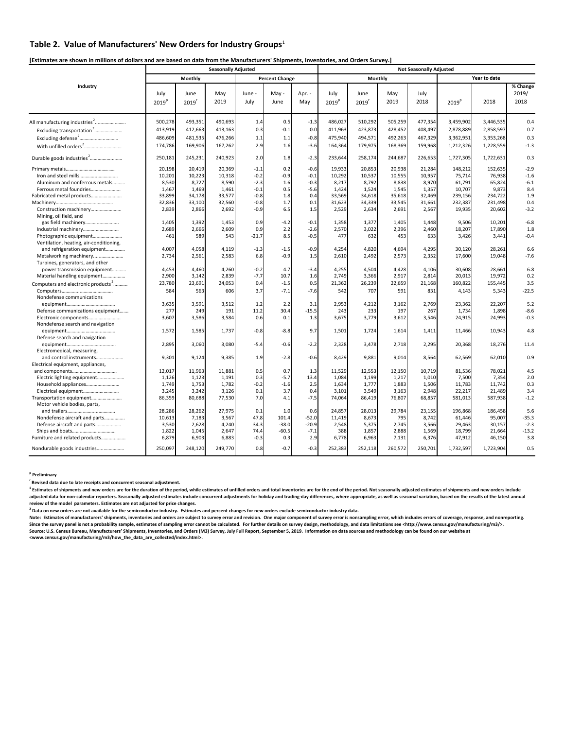## Table 2. Value of Manufacturers' New Orders for Industry Groups[1]

**[Estimates are shown in millions of dollars and are based on data from the Manufacturers' Shipments, Inventories, and Orders Survey.]**

| Industry | Seasonally Adjusted | | | | | | Not Seasonally Adjusted | | | | | | |
|---|---|---|---|---|---|---|---|---|---|---|---|---|---|
| | Monthly | | | Percent Change | | | Monthly | | | | Year to date | | |
| | July 2019[p] | June 2019[r] | May 2019 | June - July | May - June | Apr. - May | July 2019[p] | June 2019[r] | May 2019 | July 2018 | 2019[p] | 2018 | % Change 2019/ 2018 |
| All manufacturing industries[2] | 500,278 | 493,351 | 490,693 | 1.4 | 0.5 | -1.3 | 486,027 | 510,292 | 505,259 | 477,354 | 3,459,902 | 3,446,535 | 0.4 |
| Excluding transportation[2] | 413,919 | 412,663 | 413,163 | 0.3 | -0.1 | 0.0 | 411,963 | 423,873 | 428,452 | 408,497 | 2,878,889 | 2,858,597 | 0.7 |
| Excluding defense[2] | 486,609 | 481,535 | 476,266 | 1.1 | 1.1 | -0.8 | 475,940 | 494,571 | 492,263 | 467,329 | 3,362,951 | 3,353,268 | 0.3 |
| With unfilled orders[2] | 174,786 | 169,906 | 167,262 | 2.9 | 1.6 | -3.6 | 164,364 | 179,975 | 168,369 | 159,968 | 1,212,326 | 1,228,559 | -1.3 |
| Durable goods industries[2] | 250,181 | 245,231 | 240,923 | 2.0 | 1.8 | -2.3 | 233,644 | 258,174 | 244,687 | 226,653 | 1,727,305 | 1,722,631 | 0.3 |
| Primary metals | 20,198 | 20,419 | 20,369 | -1.1 | 0.2 | -0.6 | 19,933 | 20,853 | 20,938 | 21,284 | 148,212 | 152,635 | -2.9 |
| Iron and steel mills | 10,201 | 10,223 | 10,318 | -0.2 | -0.9 | -0.1 | 10,292 | 10,537 | 10,555 | 10,957 | 75,714 | 76,938 | -1.6 |
| Aluminum and nonferrous metals | 8,530 | 8,727 | 8,590 | -2.3 | 1.6 | -0.3 | 8,217 | 8,792 | 8,838 | 8,970 | 61,791 | 65,824 | -6.1 |
| Ferrous metal foundries | 1,467 | 1,469 | 1,461 | -0.1 | 0.5 | -5.6 | 1,424 | 1,524 | 1,545 | 1,357 | 10,707 | 9,873 | 8.4 |
| Fabricated metal products | 33,899 | 34,178 | 33,577 | -0.8 | 1.8 | 0.4 | 33,569 | 34,618 | 35,618 | 32,469 | 239,156 | 234,722 | 1.9 |
| Machinery | 32,836 | 33,100 | 32,560 | -0.8 | 1.7 | 0.1 | 31,623 | 34,339 | 33,545 | 31,661 | 232,387 | 231,498 | 0.4 |
| Construction machinery | 2,839 | 2,866 | 2,692 | -0.9 | 6.5 | 1.5 | 2,529 | 2,634 | 2,691 | 2,567 | 19,935 | 20,602 | -3.2 |
| Mining, oil field, and gas field machinery | 1,405 | 1,392 | 1,453 | 0.9 | -4.2 | -0.1 | 1,358 | 1,377 | 1,405 | 1,448 | 9,506 | 10,201 | -6.8 |
| Industrial machinery | 2,689 | 2,666 | 2,609 | 0.9 | 2.2 | -2.6 | 2,570 | 3,022 | 2,396 | 2,460 | 18,207 | 17,890 | 1.8 |
| Photographic equipment | 461 | 589 | 543 | -21.7 | 8.5 | -0.5 | 477 | 632 | 453 | 633 | 3,426 | 3,441 | -0.4 |
| Ventilation, heating, air-conditioning, and refrigeration equipment | 4,007 | 4,058 | 4,119 | -1.3 | -1.5 | -0.9 | 4,254 | 4,820 | 4,694 | 4,295 | 30,120 | 28,261 | 6.6 |
| Metalworking machinery | 2,734 | 2,561 | 2,583 | 6.8 | -0.9 | 1.5 | 2,610 | 2,492 | 2,573 | 2,352 | 17,600 | 19,048 | -7.6 |
| Turbines, generators, and other power transmission equipment | 4,453 | 4,460 | 4,260 | -0.2 | 4.7 | -3.4 | 4,255 | 4,504 | 4,428 | 4,106 | 30,608 | 28,661 | 6.8 |
| Material handling equipment | 2,900 | 3,142 | 2,839 | -7.7 | 10.7 | 1.6 | 2,749 | 3,366 | 2,917 | 2,814 | 20,013 | 19,972 | 0.2 |
| Computers and electronic products[2] | 23,780 | 23,691 | 24,053 | 0.4 | -1.5 | 0.5 | 21,362 | 26,239 | 22,659 | 21,168 | 160,822 | 155,445 | 3.5 |
| Computers | 584 | 563 | 606 | 3.7 | -7.1 | -7.6 | 542 | 707 | 591 | 831 | 4,143 | 5,343 | -22.5 |
| Nondefense communications equipment | 3,635 | 3,591 | 3,512 | 1.2 | 2.2 | 3.1 | 2,953 | 4,212 | 3,162 | 2,769 | 23,362 | 22,207 | 5.2 |
| Defense communications equipment | 277 | 249 | 191 | 11.2 | 30.4 | -15.5 | 243 | 233 | 197 | 267 | 1,734 | 1,898 | -8.6 |
| Electronic components | 3,607 | 3,586 | 3,584 | 0.6 | 0.1 | 1.3 | 3,675 | 3,779 | 3,612 | 3,546 | 24,915 | 24,993 | -0.3 |
| Nondefense search and navigation equipment | 1,572 | 1,585 | 1,737 | -0.8 | -8.8 | 9.7 | 1,501 | 1,724 | 1,614 | 1,411 | 11,466 | 10,943 | 4.8 |
| Defense search and navigation equipment | 2,895 | 3,060 | 3,080 | -5.4 | -0.6 | -2.2 | 2,328 | 3,478 | 2,718 | 2,295 | 20,368 | 18,276 | 11.4 |
| Electromedical, measuring, and control instruments | 9,301 | 9,124 | 9,385 | 1.9 | -2.8 | -0.6 | 8,429 | 9,881 | 9,014 | 8,564 | 62,569 | 62,010 | 0.9 |
| Electrical equipment, appliances, and components | 12,017 | 11,963 | 11,881 | 0.5 | 0.7 | 1.3 | 11,529 | 12,553 | 12,150 | 10,719 | 81,536 | 78,021 | 4.5 |
| Electric lighting equipment | 1,126 | 1,123 | 1,191 | 0.3 | -5.7 | 13.4 | 1,084 | 1,199 | 1,217 | 1,010 | 7,500 | 7,354 | 2.0 |
| Household appliances | 1,749 | 1,753 | 1,782 | -0.2 | -1.6 | 2.5 | 1,634 | 1,777 | 1,883 | 1,506 | 11,783 | 11,742 | 0.3 |
| Electrical equipment | 3,245 | 3,242 | 3,126 | 0.1 | 3.7 | 0.4 | 3,101 | 3,549 | 3,163 | 2,948 | 22,217 | 21,489 | 3.4 |
| Transportation equipment | 86,359 | 80,688 | 77,530 | 7.0 | 4.1 | -7.5 | 74,064 | 86,419 | 76,807 | 68,857 | 581,013 | 587,938 | -1.2 |
| Motor vehicle bodies, parts, and trailers | 28,286 | 28,262 | 27,975 | 0.1 | 1.0 | 0.6 | 24,857 | 28,013 | 29,784 | 23,155 | 196,868 | 186,458 | 5.6 |
| Nondefense aircraft and parts | 10,613 | 7,183 | 3,567 | 47.8 | 101.4 | -52.0 | 11,419 | 8,673 | 795 | 8,742 | 61,446 | 95,007 | -35.3 |
| Defense aircraft and parts | 3,530 | 2,628 | 4,240 | 34.3 | -38.0 | -20.9 | 2,548 | 5,375 | 2,745 | 3,566 | 29,463 | 30,157 | -2.3 |
| Ships and boats | 1,822 | 1,045 | 2,647 | 74.4 | -60.5 | -7.1 | 388 | 1,857 | 2,888 | 1,569 | 18,799 | 21,664 | -13.2 |
| Furniture and related products | 6,879 | 6,903 | 6,883 | -0.3 | 0.3 | 2.9 | 6,778 | 6,963 | 7,131 | 6,376 | 47,912 | 46,150 | 3.8 |
| Nondurable goods industries | 250,097 | 248,120 | 249,770 | 0.8 | -0.7 | -0.3 | 252,383 | 252,118 | 260,572 | 250,701 | 1,732,597 | 1,723,904 | 0.5 |

**[p] Preliminary**

**[r] Revised data due to late receipts and concurrent seasonal adjustment.**

**[1] Estimates of shipments and new orders are for the duration of the period, while estimates of unfilled orders and total inventories are for the end of the period. Not seasonally adjusted estimates of shipments and new orders include adjusted data for non-calendar reporters. Seasonally adjusted estimates include concurrent adjustments for holiday and trading-day differences, where appropriate, as well as seasonal variation, based on the results of the latest annual review of the model parameters. Estimates are not adjusted for price changes.**

**[2] Data on new orders are not available for the semiconductor industry. Estimates and percent changes for new orders exclude semiconductor industry data.**

**Note: Estimates of manufacturers' shipments, inventories and orders are subject to survey error and revision. One major component of survey error is nonsampling error, which includes errors of coverage, response, and nonreporting. Since the survey panel is not a probability sample, estimates of sampling error cannot be calculated. For further details on survey design, methodology, and data limitations see <http://www.census.gov/manufacturing/m3/>.**
**Source: U.S. Census Bureau, Manufacturers' Shipments, Inventories, and Orders (M3) Survey, July Full Report, September 5, 2019. Information on data sources and methodology can be found on our website at <www.census.gov/manufacturing/m3/how_the_data_are_collected/index.html>.**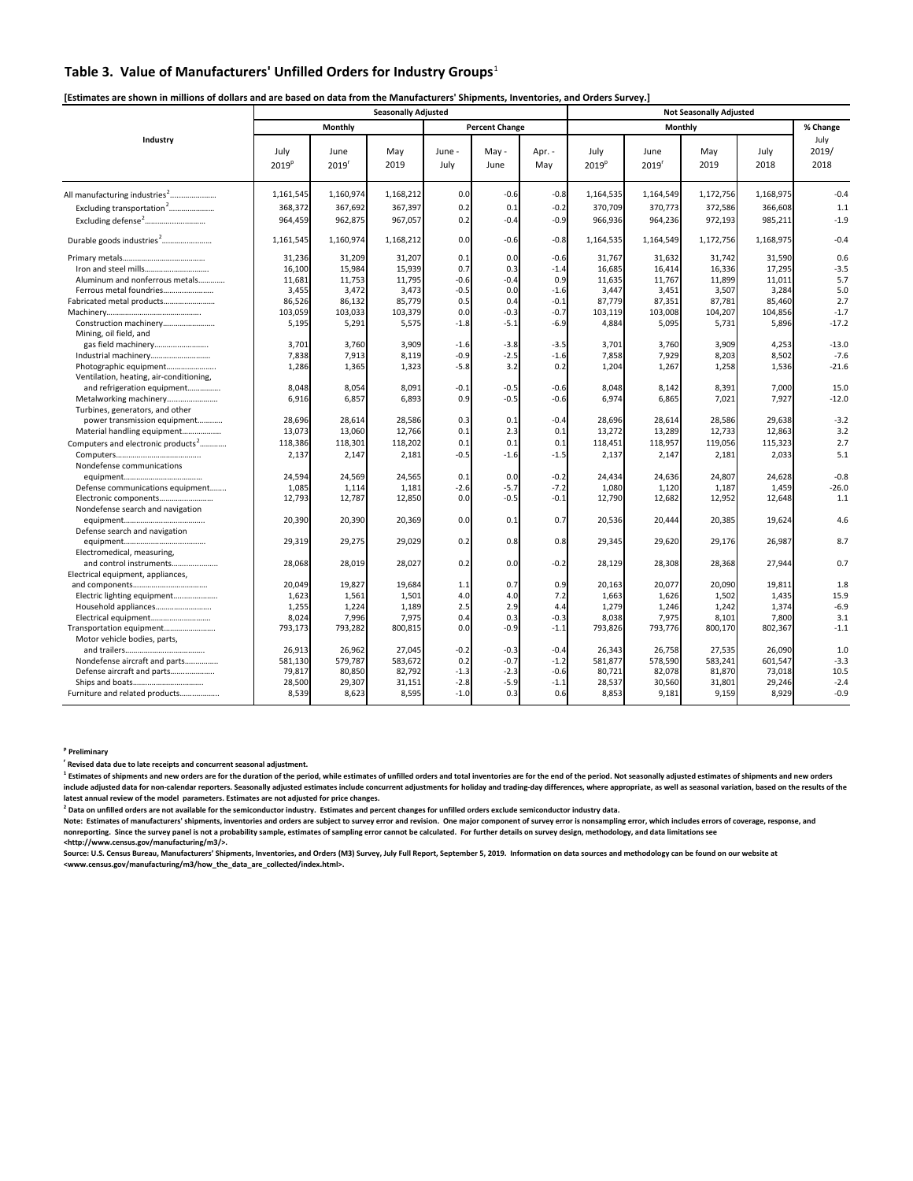## Table 3. Value of Manufacturers' Unfilled Orders for Industry Groups[1]

**[Estimates are shown in millions of dollars and are based on data from the Manufacturers' Shipments, Inventories, and Orders Survey.]**

| Industry | Seasonally Adjusted | | | | | | Not Seasonally Adjusted | | | | |
|---|---|---|---|---|---|---|---|---|---|---|---|
| | Monthly | | | Percent Change | | | Monthly | | | | % Change |
| | July 2019[p] | June 2019[r] | May 2019 | June - July | May - June | Apr. - May | July 2019[p] | June 2019[r] | May 2019 | July 2018 | July 2019/ 2018 |
| All manufacturing industries[2]...................... | 1,161,545 | 1,160,974 | 1,168,212 | 0.0 | -0.6 | -0.8 | 1,164,535 | 1,164,549 | 1,172,756 | 1,168,975 | -0.4 |
| Excluding transportation[2]...................... | 368,372 | 367,692 | 367,397 | 0.2 | 0.1 | -0.2 | 370,709 | 370,773 | 372,586 | 366,608 | 1.1 |
| Excluding defense[2]............................. | 964,459 | 962,875 | 967,057 | 0.2 | -0.4 | -0.9 | 966,936 | 964,236 | 972,193 | 985,211 | -1.9 |
| Durable goods industries[2]........................ | 1,161,545 | 1,160,974 | 1,168,212 | 0.0 | -0.6 | -0.8 | 1,164,535 | 1,164,549 | 1,172,756 | 1,168,975 | -0.4 |
| Primary metals....................................... | 31,236 | 31,209 | 31,207 | 0.1 | 0.0 | -0.6 | 31,767 | 31,632 | 31,742 | 31,590 | 0.6 |
| Iron and steel mills............................... | 16,100 | 15,984 | 15,939 | 0.7 | 0.3 | -1.4 | 16,685 | 16,414 | 16,336 | 17,295 | -3.5 |
| Aluminum and nonferrous metals............ | 11,681 | 11,753 | 11,795 | -0.6 | -0.4 | 0.9 | 11,635 | 11,767 | 11,899 | 11,011 | 5.7 |
| Ferrous metal foundries........................ | 3,455 | 3,472 | 3,473 | -0.5 | 0.0 | -1.6 | 3,447 | 3,451 | 3,507 | 3,284 | 5.0 |
| Fabricated metal products........................ | 86,526 | 86,132 | 85,779 | 0.5 | 0.4 | -0.1 | 87,779 | 87,351 | 87,781 | 85,460 | 2.7 |
| Machinery............................................. | 103,059 | 103,033 | 103,379 | 0.0 | -0.3 | -0.7 | 103,119 | 103,008 | 104,207 | 104,856 | -1.7 |
| Construction machinery......................... | 5,195 | 5,291 | 5,575 | -1.8 | -5.1 | -6.9 | 4,884 | 5,095 | 5,731 | 5,896 | -17.2 |
| Mining, oil field, and gas field machinery.......................... | 3,701 | 3,760 | 3,909 | -1.6 | -3.8 | -3.5 | 3,701 | 3,760 | 3,909 | 4,253 | -13.0 |
| Industrial machinery............................. | 7,838 | 7,913 | 8,119 | -0.9 | -2.5 | -1.6 | 7,858 | 7,929 | 8,203 | 8,502 | -7.6 |
| Photographic equipment........................ | 1,286 | 1,365 | 1,323 | -5.8 | 3.2 | 0.2 | 1,204 | 1,267 | 1,258 | 1,536 | -21.6 |
| Ventilation, heating, air-conditioning, and refrigeration equipment................ | 8,048 | 8,054 | 8,091 | -0.1 | -0.5 | -0.6 | 8,048 | 8,142 | 8,391 | 7,000 | 15.0 |
| Metalworking machinery........................ | 6,916 | 6,857 | 6,893 | 0.9 | -0.5 | -0.6 | 6,974 | 6,865 | 7,021 | 7,927 | -12.0 |
| Turbines, generators, and other power transmission equipment............ | 28,696 | 28,614 | 28,586 | 0.3 | 0.1 | -0.4 | 28,696 | 28,614 | 28,586 | 29,638 | -3.2 |
| Material handling equipment................... | 13,073 | 13,060 | 12,766 | 0.1 | 2.3 | 0.1 | 13,272 | 13,289 | 12,733 | 12,863 | 3.2 |
| Computers and electronic products[2]............ | 118,386 | 118,301 | 118,202 | 0.1 | 0.1 | 0.1 | 118,451 | 118,957 | 119,056 | 115,323 | 2.7 |
| Computers......................................... | 2,137 | 2,147 | 2,181 | -0.5 | -1.6 | -1.5 | 2,137 | 2,147 | 2,181 | 2,033 | 5.1 |
| Nondefense communications equipment..................................... | 24,594 | 24,569 | 24,565 | 0.1 | 0.0 | -0.2 | 24,434 | 24,636 | 24,807 | 24,628 | -0.8 |
| Defense communications equipment........ | 1,085 | 1,114 | 1,181 | -2.6 | -5.7 | -7.2 | 1,080 | 1,120 | 1,187 | 1,459 | -26.0 |
| Electronic components.......................... | 12,793 | 12,787 | 12,850 | 0.0 | -0.5 | -0.1 | 12,790 | 12,682 | 12,952 | 12,648 | 1.1 |
| Nondefense search and navigation equipment...................................... | 20,390 | 20,390 | 20,369 | 0.0 | 0.1 | 0.7 | 20,536 | 20,444 | 20,385 | 19,624 | 4.6 |
| Defense search and navigation equipment...................................... | 29,319 | 29,275 | 29,029 | 0.2 | 0.8 | 0.8 | 29,345 | 29,620 | 29,176 | 26,987 | 8.7 |
| Electromedical, measuring, and control instruments..................... | 28,068 | 28,019 | 28,027 | 0.2 | 0.0 | -0.2 | 28,129 | 28,308 | 28,368 | 27,944 | 0.7 |
| Electrical equipment, appliances, and components.................................. | 20,049 | 19,827 | 19,684 | 1.1 | 0.7 | 0.9 | 20,163 | 20,077 | 20,090 | 19,811 | 1.8 |
| Electric lighting equipment..................... | 1,623 | 1,561 | 1,501 | 4.0 | 4.0 | 7.2 | 1,663 | 1,626 | 1,502 | 1,435 | 15.9 |
| Household appliances.......................... | 1,255 | 1,224 | 1,189 | 2.5 | 2.9 | 4.4 | 1,279 | 1,246 | 1,242 | 1,374 | -6.9 |
| Electrical equipment............................ | 8,024 | 7,996 | 7,975 | 0.4 | 0.3 | -0.3 | 8,038 | 7,975 | 8,101 | 7,800 | 3.1 |
| Transportation equipment........................ | 793,173 | 793,282 | 800,815 | 0.0 | -0.9 | -1.1 | 793,826 | 793,776 | 800,170 | 802,367 | -1.1 |
| Motor vehicle bodies, parts, and trailers..................................... | 26,913 | 26,962 | 27,045 | -0.2 | -0.3 | -0.4 | 26,343 | 26,758 | 27,535 | 26,090 | 1.0 |
| Nondefense aircraft and parts................ | 581,130 | 579,787 | 583,672 | 0.2 | -0.7 | -1.2 | 581,877 | 578,590 | 583,241 | 601,547 | -3.3 |
| Defense aircraft and parts..................... | 79,817 | 80,850 | 82,792 | -1.3 | -2.3 | -0.6 | 80,721 | 82,078 | 81,870 | 73,018 | 10.5 |
| Ships and boats.................................. | 28,500 | 29,307 | 31,151 | -2.8 | -5.9 | -1.1 | 28,537 | 30,560 | 31,801 | 29,246 | -2.4 |
| Furniture and related products.................. | 8,539 | 8,623 | 8,595 | -1.0 | 0.3 | 0.6 | 8,853 | 9,181 | 9,159 | 8,929 | -0.9 |

[p] Preliminary

[r] Revised data due to late receipts and concurrent seasonal adjustment.

[1] Estimates of shipments and new orders are for the duration of the period, while estimates of unfilled orders and total inventories are for the end of the period. Not seasonally adjusted estimates of shipments and new orders include adjusted data for non-calendar reporters. Seasonally adjusted estimates include concurrent adjustments for holiday and trading-day differences, where appropriate, as well as seasonal variation, based on the results of the latest annual review of the model parameters. Estimates are not adjusted for price changes.

[2] Data on unfilled orders are not available for the semiconductor industry. Estimates and percent changes for unfilled orders exclude semiconductor industry data.

Note: Estimates of manufacturers' shipments, inventories and orders are subject to survey error and revision. One major component of survey error is nonsampling error, which includes errors of coverage, response, and nonreporting. Since the survey panel is not a probability sample, estimates of sampling error cannot be calculated. For further details on survey design, methodology, and data limitations see <http://www.census.gov/manufacturing/m3/>.

Source: U.S. Census Bureau, Manufacturers' Shipments, Inventories, and Orders (M3) Survey, July Full Report, September 5, 2019. Information on data sources and methodology can be found on our website at <www.census.gov/manufacturing/m3/how_the_data_are_collected/index.html>.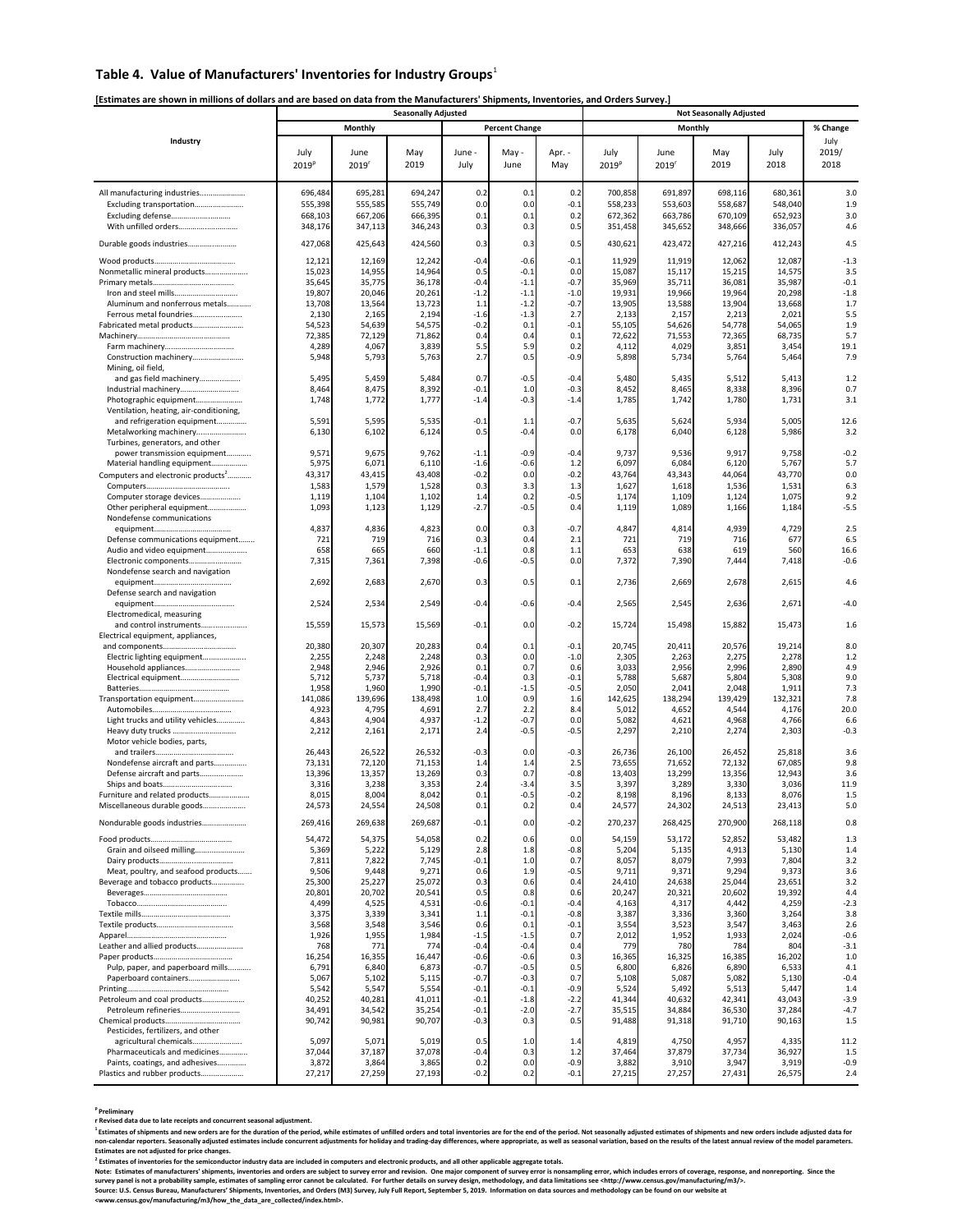## Table 4. Value of Manufacturers' Inventories for Industry Groups[1]

**[Estimates are shown in millions of dollars and are based on data from the Manufacturers' Shipments, Inventories, and Orders Survey.]**

| Industry | Seasonally Adjusted | | | | | | Not Seasonally Adjusted | | | | |
|---|---|---|---|---|---|---|---|---|---|---|---|
| | Monthly | | | Percent Change | | | Monthly | | | | % Change |
| | July 2019[p] | June 2019[r] | May 2019 | June - July | May - June | Apr. - May | July 2019[p] | June 2019[r] | May 2019 | July 2018 | July 2019/ 2018 |
| All manufacturing industries | 696,484 | 695,281 | 694,247 | 0.2 | 0.1 | 0.2 | 700,858 | 691,897 | 698,116 | 680,361 | 3.0 |
| Excluding transportation | 555,398 | 555,585 | 555,749 | 0.0 | 0.0 | -0.1 | 558,233 | 553,603 | 558,687 | 548,040 | 1.9 |
| Excluding defense | 668,103 | 667,206 | 666,395 | 0.1 | 0.1 | 0.2 | 672,362 | 663,786 | 670,109 | 652,923 | 3.0 |
| With unfilled orders | 348,176 | 347,113 | 346,243 | 0.3 | 0.3 | 0.5 | 351,458 | 345,652 | 348,666 | 336,057 | 4.6 |
| Durable goods industries | 427,068 | 425,643 | 424,560 | 0.3 | 0.3 | 0.5 | 430,621 | 423,472 | 427,216 | 412,243 | 4.5 |
| Wood products | 12,121 | 12,169 | 12,242 | -0.4 | -0.6 | -0.1 | 11,929 | 11,919 | 12,062 | 12,087 | -1.3 |
| Nonmetallic mineral products | 15,023 | 14,955 | 14,964 | 0.5 | -0.1 | 0.0 | 15,087 | 15,117 | 15,215 | 14,575 | 3.5 |
| Primary metals | 35,645 | 35,775 | 36,178 | -0.4 | -1.1 | -0.7 | 35,969 | 35,711 | 36,081 | 35,987 | -0.1 |
| Iron and steel mills | 19,807 | 20,046 | 20,261 | -1.2 | -1.1 | -1.0 | 19,931 | 19,966 | 19,964 | 20,298 | -1.8 |
| Aluminum and nonferrous metals | 13,708 | 13,564 | 13,723 | 1.1 | -1.2 | -0.7 | 13,905 | 13,588 | 13,904 | 13,668 | 1.7 |
| Ferrous metal foundries | 2,130 | 2,165 | 2,194 | -1.6 | -1.3 | 2.7 | 2,133 | 2,157 | 2,213 | 2,021 | 5.5 |
| Fabricated metal products | 54,523 | 54,639 | 54,575 | -0.2 | 0.1 | -0.1 | 55,105 | 54,626 | 54,778 | 54,065 | 1.9 |
| Machinery | 72,385 | 72,129 | 71,862 | 0.4 | 0.4 | 0.1 | 72,622 | 71,553 | 72,365 | 68,735 | 5.7 |
| Farm machinery | 4,289 | 4,067 | 3,839 | 5.5 | 5.9 | 0.2 | 4,112 | 4,029 | 3,851 | 3,454 | 19.1 |
| Construction machinery | 5,948 | 5,793 | 5,763 | 2.7 | 0.5 | -0.9 | 5,898 | 5,734 | 5,764 | 5,464 | 7.9 |
| Mining, oil field, and gas field machinery | 5,495 | 5,459 | 5,484 | 0.7 | -0.5 | -0.4 | 5,480 | 5,435 | 5,512 | 5,413 | 1.2 |
| Industrial machinery | 8,464 | 8,475 | 8,392 | -0.1 | 1.0 | -0.3 | 8,452 | 8,465 | 8,338 | 8,396 | 0.7 |
| Photographic equipment | 1,748 | 1,772 | 1,777 | -1.4 | -0.3 | -1.4 | 1,785 | 1,742 | 1,780 | 1,731 | 3.1 |
| Ventilation, heating, air-conditioning, and refrigeration equipment | 5,591 | 5,595 | 5,535 | -0.1 | 1.1 | -0.7 | 5,635 | 5,624 | 5,934 | 5,005 | 12.6 |
| Metalworking machinery | 6,130 | 6,102 | 6,124 | 0.5 | -0.4 | 0.0 | 6,178 | 6,040 | 6,128 | 5,986 | 3.2 |
| Turbines, generators, and other power transmission equipment | 9,571 | 9,675 | 9,762 | -1.1 | -0.9 | -0.4 | 9,737 | 9,536 | 9,917 | 9,758 | -0.2 |
| Material handling equipment | 5,975 | 6,071 | 6,110 | -1.6 | -0.6 | 1.2 | 6,097 | 6,084 | 6,120 | 5,767 | 5.7 |
| Computers and electronic products[2] | 43,317 | 43,415 | 43,408 | -0.2 | 0.0 | -0.2 | 43,764 | 43,343 | 44,064 | 43,770 | 0.0 |
| Computers | 1,583 | 1,579 | 1,528 | 0.3 | 3.3 | 1.3 | 1,627 | 1,618 | 1,536 | 1,531 | 6.3 |
| Computer storage devices | 1,119 | 1,104 | 1,102 | 1.4 | 0.2 | -0.5 | 1,174 | 1,109 | 1,124 | 1,075 | 9.2 |
| Other peripheral equipment | 1,093 | 1,123 | 1,129 | -2.7 | -0.5 | 0.4 | 1,119 | 1,089 | 1,166 | 1,184 | -5.5 |
| Nondefense communications equipment | 4,837 | 4,836 | 4,823 | 0.0 | 0.3 | -0.7 | 4,847 | 4,814 | 4,939 | 4,729 | 2.5 |
| Defense communications equipment | 721 | 719 | 716 | 0.3 | 0.4 | 2.1 | 721 | 719 | 716 | 677 | 6.5 |
| Audio and video equipment | 658 | 665 | 660 | -1.1 | 0.8 | 1.1 | 653 | 638 | 619 | 560 | 16.6 |
| Electronic components | 7,315 | 7,361 | 7,398 | -0.6 | -0.5 | 0.0 | 7,372 | 7,390 | 7,444 | 7,418 | -0.6 |
| Nondefense search and navigation equipment | 2,692 | 2,683 | 2,670 | 0.3 | 0.5 | 0.1 | 2,736 | 2,669 | 2,678 | 2,615 | 4.6 |
| Defense search and navigation equipment | 2,524 | 2,534 | 2,549 | -0.4 | -0.6 | -0.4 | 2,565 | 2,545 | 2,636 | 2,671 | -4.0 |
| Electromedical, measuring and control instruments | 15,559 | 15,573 | 15,569 | -0.1 | 0.0 | -0.2 | 15,724 | 15,498 | 15,882 | 15,473 | 1.6 |
| Electrical equipment, appliances, and components | 20,380 | 20,307 | 20,283 | 0.4 | 0.1 | -0.1 | 20,745 | 20,411 | 20,576 | 19,214 | 8.0 |
| Electric lighting equipment | 2,255 | 2,248 | 2,248 | 0.3 | 0.0 | -1.0 | 2,305 | 2,263 | 2,275 | 2,278 | 1.2 |
| Household appliances | 2,948 | 2,946 | 2,926 | 0.1 | 0.7 | 0.6 | 3,033 | 2,956 | 2,996 | 2,890 | 4.9 |
| Electrical equipment | 5,712 | 5,737 | 5,718 | -0.4 | 0.3 | -0.1 | 5,788 | 5,687 | 5,804 | 5,308 | 9.0 |
| Batteries | 1,958 | 1,960 | 1,990 | -0.1 | -1.5 | -0.5 | 2,050 | 2,041 | 2,048 | 1,911 | 7.3 |
| Transportation equipment | 141,086 | 139,696 | 138,498 | 1.0 | 0.9 | 1.6 | 142,625 | 138,294 | 139,429 | 132,321 | 7.8 |
| Automobiles | 4,923 | 4,795 | 4,691 | 2.7 | 2.2 | 8.4 | 5,012 | 4,652 | 4,544 | 4,176 | 20.0 |
| Light trucks and utility vehicles | 4,843 | 4,904 | 4,937 | -1.2 | -0.7 | 0.0 | 5,082 | 4,621 | 4,968 | 4,766 | 6.6 |
| Heavy duty trucks | 2,212 | 2,161 | 2,171 | 2.4 | -0.5 | -0.5 | 2,297 | 2,210 | 2,274 | 2,303 | -0.3 |
| Motor vehicle bodies, parts, and trailers | 26,443 | 26,522 | 26,532 | -0.3 | 0.0 | -0.3 | 26,736 | 26,100 | 26,452 | 25,818 | 3.6 |
| Nondefense aircraft and parts | 73,131 | 72,120 | 71,153 | 1.4 | 1.4 | 2.5 | 73,655 | 71,652 | 72,132 | 67,085 | 9.8 |
| Defense aircraft and parts | 13,396 | 13,357 | 13,269 | 0.3 | 0.7 | -0.8 | 13,403 | 13,299 | 13,356 | 12,943 | 3.6 |
| Ships and boats | 3,316 | 3,238 | 3,353 | 2.4 | -3.4 | 3.5 | 3,397 | 3,289 | 3,330 | 3,036 | 11.9 |
| Furniture and related products | 8,015 | 8,004 | 8,042 | 0.1 | -0.5 | -0.2 | 8,198 | 8,196 | 8,133 | 8,076 | 1.5 |
| Miscellaneous durable goods | 24,573 | 24,554 | 24,508 | 0.1 | 0.2 | 0.4 | 24,577 | 24,302 | 24,513 | 23,413 | 5.0 |
| Nondurable goods industries | 269,416 | 269,638 | 269,687 | -0.1 | 0.0 | -0.2 | 270,237 | 268,425 | 270,900 | 268,118 | 0.8 |
| Food products | 54,472 | 54,375 | 54,058 | 0.2 | 0.6 | 0.0 | 54,159 | 53,172 | 52,852 | 53,482 | 1.3 |
| Grain and oilseed milling | 5,369 | 5,222 | 5,129 | 2.8 | 1.8 | -0.8 | 5,204 | 5,135 | 4,913 | 5,130 | 1.4 |
| Dairy products | 7,811 | 7,822 | 7,745 | -0.1 | 1.0 | 0.7 | 8,057 | 8,079 | 7,993 | 7,804 | 3.2 |
| Meat, poultry, and seafood products | 9,506 | 9,448 | 9,271 | 0.6 | 1.9 | -0.5 | 9,711 | 9,371 | 9,294 | 9,373 | 3.6 |
| Beverage and tobacco products | 25,300 | 25,227 | 25,072 | 0.3 | 0.6 | 0.4 | 24,410 | 24,638 | 25,044 | 23,651 | 3.2 |
| Beverages | 20,801 | 20,702 | 20,541 | 0.5 | 0.8 | 0.6 | 20,247 | 20,321 | 20,602 | 19,392 | 4.4 |
| Tobacco | 4,499 | 4,525 | 4,531 | -0.6 | -0.1 | -0.4 | 4,163 | 4,317 | 4,442 | 4,259 | -2.3 |
| Textile mills | 3,375 | 3,339 | 3,341 | 1.1 | -0.1 | -0.8 | 3,387 | 3,336 | 3,360 | 3,264 | 3.8 |
| Textile products | 3,568 | 3,548 | 3,546 | 0.6 | 0.1 | -0.1 | 3,554 | 3,523 | 3,547 | 3,463 | 2.6 |
| Apparel | 1,926 | 1,955 | 1,984 | -1.5 | -1.5 | 0.7 | 2,012 | 1,952 | 1,933 | 2,024 | -0.6 |
| Leather and allied products | 768 | 771 | 774 | -0.4 | -0.4 | 0.4 | 779 | 780 | 784 | 804 | -3.1 |
| Paper products | 16,254 | 16,355 | 16,447 | -0.6 | -0.6 | 0.3 | 16,365 | 16,325 | 16,385 | 16,202 | 1.0 |
| Pulp, paper, and paperboard mills | 6,791 | 6,840 | 6,873 | -0.7 | -0.5 | 0.5 | 6,800 | 6,826 | 6,890 | 6,533 | 4.1 |
| Paperboard containers | 5,067 | 5,102 | 5,115 | -0.7 | -0.3 | 0.7 | 5,108 | 5,087 | 5,082 | 5,130 | -0.4 |
| Printing | 5,542 | 5,547 | 5,554 | -0.1 | -0.1 | -0.9 | 5,524 | 5,492 | 5,513 | 5,447 | 1.4 |
| Petroleum and coal products | 40,252 | 40,281 | 41,011 | -0.1 | -1.8 | -2.2 | 41,344 | 40,632 | 42,341 | 43,043 | -3.9 |
| Petroleum refineries | 34,491 | 34,542 | 35,254 | -0.1 | -2.0 | -2.7 | 35,515 | 34,884 | 36,530 | 37,284 | -4.7 |
| Chemical products | 90,742 | 90,981 | 90,707 | -0.3 | 0.3 | 0.5 | 91,488 | 91,318 | 91,710 | 90,163 | 1.5 |
| Pesticides, fertilizers, and other agricultural chemicals | 5,097 | 5,071 | 5,019 | 0.5 | 1.0 | 1.4 | 4,819 | 4,750 | 4,957 | 4,335 | 11.2 |
| Pharmaceuticals and medicines | 37,044 | 37,187 | 37,078 | -0.4 | 0.3 | 1.2 | 37,464 | 37,879 | 37,734 | 36,927 | 1.5 |
| Paints, coatings, and adhesives | 3,872 | 3,864 | 3,865 | 0.2 | 0.0 | -0.9 | 3,882 | 3,910 | 3,947 | 3,919 | -0.9 |
| Plastics and rubber products | 27,217 | 27,259 | 27,193 | -0.2 | 0.2 | -0.1 | 27,215 | 27,257 | 27,431 | 26,575 | 2.4 |

**[p] Preliminary**
**r Revised data due to late receipts and concurrent seasonal adjustment.**
**[1] Estimates of shipments and new orders are for the duration of the period, while estimates of unfilled orders and total inventories are for the end of the period. Not seasonally adjusted estimates of shipments and new orders include adjusted data for non-calendar reporters. Seasonally adjusted estimates include concurrent adjustments for holiday and trading-day differences, where appropriate, as well as seasonal variation, based on the results of the latest annual review of the model parameters. Estimates are not adjusted for price changes.**
**[2] Estimates of inventories for the semiconductor industry data are included in computers and electronic products, and all other applicable aggregate totals.**
**Note: Estimates of manufacturers' shipments, inventories and orders are subject to survey error and revision. One major component of survey error is nonsampling error, which includes errors of coverage, response, and nonreporting. Since the survey panel is not a probability sample, estimates of sampling error cannot be calculated. For further details on survey design, methodology, and data limitations see <http://www.census.gov/manufacturing/m3/>.**
**Source: U.S. Census Bureau, Manufacturers' Shipments, Inventories, and Orders (M3) Survey, July Full Report, September 5, 2019. Information on data sources and methodology can be found on our website at <www.census.gov/manufacturing/m3/how_the_data_are_collected/index.html>.**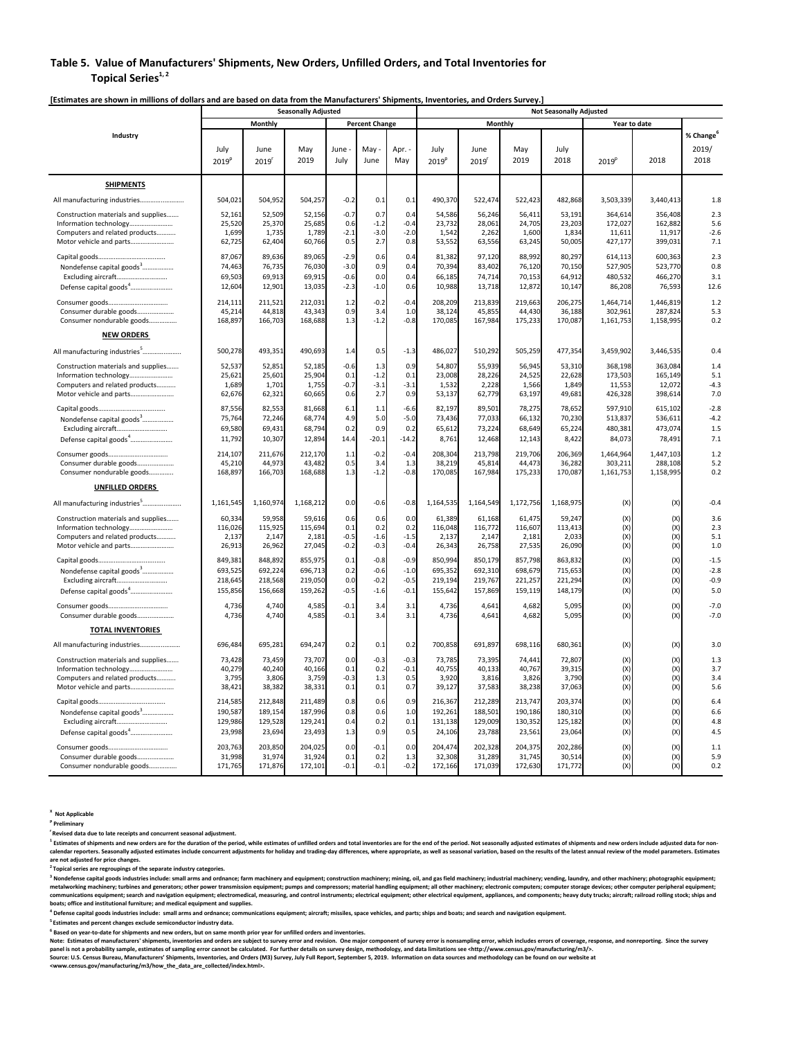# Table 5. Value of Manufacturers' Shipments, New Orders, Unfilled Orders, and Total Inventories for Topical Series[1, 2]

**[Estimates are shown in millions of dollars and are based on data from the Manufacturers' Shipments, Inventories, and Orders Survey.]**

| Industry | Seasonally Adjusted | | | | | | Not Seasonally Adjusted | | | | | | |
|---|---|---|---|---|---|---|---|---|---|---|---|---|---|
| | Monthly | | | Percent Change | | | Monthly | | | | Year to date | | |
| | July 2019[p] | June 2019[r] | May 2019 | June - July | May - June | Apr. - May | July 2019[p] | June 2019[r] | May 2019 | July 2018 | 2019[p] | 2018 | % Change[6] 2019/ 2018 |
| **SHIPMENTS** | | | | | | | | | | | | | |
| All manufacturing industries | 504,021 | 504,952 | 504,257 | -0.2 | 0.1 | 0.1 | 490,370 | 522,474 | 522,423 | 482,868 | 3,503,339 | 3,440,413 | 1.8 |
| Construction materials and supplies | 52,161 | 52,509 | 52,156 | -0.7 | 0.7 | 0.4 | 54,586 | 56,246 | 56,411 | 53,191 | 364,614 | 356,408 | 2.3 |
| Information technology | 25,520 | 25,370 | 25,685 | 0.6 | -1.2 | -0.4 | 23,732 | 28,061 | 24,705 | 23,203 | 172,027 | 162,882 | 5.6 |
| Computers and related products | 1,699 | 1,735 | 1,789 | -2.1 | -3.0 | -2.0 | 1,542 | 2,262 | 1,600 | 1,834 | 11,611 | 11,917 | -2.6 |
| Motor vehicle and parts | 62,725 | 62,404 | 60,766 | 0.5 | 2.7 | 0.8 | 53,552 | 63,556 | 63,245 | 50,005 | 427,177 | 399,031 | 7.1 |
| Capital goods | 87,067 | 89,636 | 89,065 | -2.9 | 0.6 | 0.4 | 81,382 | 97,120 | 88,992 | 80,297 | 614,113 | 600,363 | 2.3 |
| Nondefense capital goods[3] | 74,463 | 76,735 | 76,030 | -3.0 | 0.9 | 0.4 | 70,394 | 83,402 | 76,120 | 70,150 | 527,905 | 523,770 | 0.8 |
| Excluding aircraft | 69,503 | 69,913 | 69,915 | -0.6 | 0.0 | 0.4 | 66,185 | 74,714 | 70,153 | 64,912 | 480,532 | 466,270 | 3.1 |
| Defense capital goods[4] | 12,604 | 12,901 | 13,035 | -2.3 | -1.0 | 0.6 | 10,988 | 13,718 | 12,872 | 10,147 | 86,208 | 76,593 | 12.6 |
| Consumer goods | 214,111 | 211,521 | 212,031 | 1.2 | -0.2 | -0.4 | 208,209 | 213,839 | 219,663 | 206,275 | 1,464,714 | 1,446,819 | 1.2 |
| Consumer durable goods | 45,214 | 44,818 | 43,343 | 0.9 | 3.4 | 1.0 | 38,124 | 45,855 | 44,430 | 36,188 | 302,961 | 287,824 | 5.3 |
| Consumer nondurable goods | 168,897 | 166,703 | 168,688 | 1.3 | -1.2 | -0.8 | 170,085 | 167,984 | 175,233 | 170,087 | 1,161,753 | 1,158,995 | 0.2 |
| **NEW ORDERS** | | | | | | | | | | | | | |
| All manufacturing industries[5] | 500,278 | 493,351 | 490,693 | 1.4 | 0.5 | -1.3 | 486,027 | 510,292 | 505,259 | 477,354 | 3,459,902 | 3,446,535 | 0.4 |
| Construction materials and supplies | 52,537 | 52,851 | 52,185 | -0.6 | 1.3 | 0.9 | 54,807 | 55,939 | 56,945 | 53,310 | 368,198 | 363,084 | 1.4 |
| Information technology | 25,621 | 25,601 | 25,904 | 0.1 | -1.2 | 0.1 | 23,008 | 28,226 | 24,525 | 22,628 | 173,503 | 165,149 | 5.1 |
| Computers and related products | 1,689 | 1,701 | 1,755 | -0.7 | -3.1 | -3.1 | 1,532 | 2,228 | 1,566 | 1,849 | 11,553 | 12,072 | -4.3 |
| Motor vehicle and parts | 62,676 | 62,321 | 60,665 | 0.6 | 2.7 | 0.9 | 53,137 | 62,779 | 63,197 | 49,681 | 426,328 | 398,614 | 7.0 |
| Capital goods | 87,556 | 82,553 | 81,668 | 6.1 | 1.1 | -6.6 | 82,197 | 89,501 | 78,275 | 78,652 | 597,910 | 615,102 | -2.8 |
| Nondefense capital goods[3] | 75,764 | 72,246 | 68,774 | 4.9 | 5.0 | -5.0 | 73,436 | 77,033 | 66,132 | 70,230 | 513,837 | 536,611 | -4.2 |
| Excluding aircraft | 69,580 | 69,431 | 68,794 | 0.2 | 0.9 | 0.2 | 65,612 | 73,224 | 68,649 | 65,224 | 480,381 | 473,074 | 1.5 |
| Defense capital goods[4] | 11,792 | 10,307 | 12,894 | 14.4 | -20.1 | -14.2 | 8,761 | 12,468 | 12,143 | 8,422 | 84,073 | 78,491 | 7.1 |
| Consumer goods | 214,107 | 211,676 | 212,170 | 1.1 | -0.2 | -0.4 | 208,304 | 213,798 | 219,706 | 206,369 | 1,464,964 | 1,447,103 | 1.2 |
| Consumer durable goods | 45,210 | 44,973 | 43,482 | 0.5 | 3.4 | 1.3 | 38,219 | 45,814 | 44,473 | 36,282 | 303,211 | 288,108 | 5.2 |
| Consumer nondurable goods | 168,897 | 166,703 | 168,688 | 1.3 | -1.2 | -0.8 | 170,085 | 167,984 | 175,233 | 170,087 | 1,161,753 | 1,158,995 | 0.2 |
| **UNFILLED ORDERS** | | | | | | | | | | | | | |
| All manufacturing industries[5] | 1,161,545 | 1,160,974 | 1,168,212 | 0.0 | -0.6 | -0.8 | 1,164,535 | 1,164,549 | 1,172,756 | 1,168,975 | (X) | (X) | -0.4 |
| Construction materials and supplies | 60,334 | 59,958 | 59,616 | 0.6 | 0.6 | 0.0 | 61,389 | 61,168 | 61,475 | 59,247 | (X) | (X) | 3.6 |
| Information technology | 116,026 | 115,925 | 115,694 | 0.1 | 0.2 | 0.2 | 116,048 | 116,772 | 116,607 | 113,413 | (X) | (X) | 2.3 |
| Computers and related products | 2,137 | 2,147 | 2,181 | -0.5 | -1.6 | -1.5 | 2,137 | 2,147 | 2,181 | 2,033 | (X) | (X) | 5.1 |
| Motor vehicle and parts | 26,913 | 26,962 | 27,045 | -0.2 | -0.3 | -0.4 | 26,343 | 26,758 | 27,535 | 26,090 | (X) | (X) | 1.0 |
| Capital goods | 849,381 | 848,892 | 855,975 | 0.1 | -0.8 | -0.9 | 850,994 | 850,179 | 857,798 | 863,832 | (X) | (X) | -1.5 |
| Nondefense capital goods[3] | 693,525 | 692,224 | 696,713 | 0.2 | -0.6 | -1.0 | 695,352 | 692,310 | 698,679 | 715,653 | (X) | (X) | -2.8 |
| Excluding aircraft | 218,645 | 218,568 | 219,050 | 0.0 | -0.2 | -0.5 | 219,194 | 219,767 | 221,257 | 221,294 | (X) | (X) | -0.9 |
| Defense capital goods[4] | 155,856 | 156,668 | 159,262 | -0.5 | -1.6 | -0.1 | 155,642 | 157,869 | 159,119 | 148,179 | (X) | (X) | 5.0 |
| Consumer goods | 4,736 | 4,740 | 4,585 | -0.1 | 3.4 | 3.1 | 4,736 | 4,641 | 4,682 | 5,095 | (X) | (X) | -7.0 |
| Consumer durable goods | 4,736 | 4,740 | 4,585 | -0.1 | 3.4 | 3.1 | 4,736 | 4,641 | 4,682 | 5,095 | (X) | (X) | -7.0 |
| **TOTAL INVENTORIES** | | | | | | | | | | | | | |
| All manufacturing industries | 696,484 | 695,281 | 694,247 | 0.2 | 0.1 | 0.2 | 700,858 | 691,897 | 698,116 | 680,361 | (X) | (X) | 3.0 |
| Construction materials and supplies | 73,428 | 73,459 | 73,707 | 0.0 | -0.3 | -0.3 | 73,785 | 73,395 | 74,441 | 72,807 | (X) | (X) | 1.3 |
| Information technology | 40,279 | 40,240 | 40,166 | 0.1 | 0.2 | -0.1 | 40,755 | 40,133 | 40,767 | 39,315 | (X) | (X) | 3.7 |
| Computers and related products | 3,795 | 3,806 | 3,759 | -0.3 | 1.3 | 0.5 | 3,920 | 3,816 | 3,826 | 3,790 | (X) | (X) | 3.4 |
| Motor vehicle and parts | 38,421 | 38,382 | 38,331 | 0.1 | 0.1 | 0.7 | 39,127 | 37,583 | 38,238 | 37,063 | (X) | (X) | 5.6 |
| Capital goods | 214,585 | 212,848 | 211,489 | 0.8 | 0.6 | 0.9 | 216,367 | 212,289 | 213,747 | 203,374 | (X) | (X) | 6.4 |
| Nondefense capital goods[3] | 190,587 | 189,154 | 187,996 | 0.8 | 0.6 | 1.0 | 192,261 | 188,501 | 190,186 | 180,310 | (X) | (X) | 6.6 |
| Excluding aircraft | 129,986 | 129,528 | 129,241 | 0.4 | 0.2 | 0.1 | 131,138 | 129,009 | 130,352 | 125,182 | (X) | (X) | 4.8 |
| Defense capital goods[4] | 23,998 | 23,694 | 23,493 | 1.3 | 0.9 | 0.5 | 24,106 | 23,788 | 23,561 | 23,064 | (X) | (X) | 4.5 |
| Consumer goods | 203,763 | 203,850 | 204,025 | 0.0 | -0.1 | 0.0 | 204,474 | 202,328 | 204,375 | 202,286 | (X) | (X) | 1.1 |
| Consumer durable goods | 31,998 | 31,974 | 31,924 | 0.1 | 0.2 | 1.3 | 32,308 | 31,289 | 31,745 | 30,514 | (X) | (X) | 5.9 |
| Consumer nondurable goods | 171,765 | 171,876 | 172,101 | -0.1 | -0.1 | -0.2 | 172,166 | 171,039 | 172,630 | 171,772 | (X) | (X) | 0.2 |

[X] Not Applicable

[p] Preliminary

[r] Revised data due to late receipts and concurrent seasonal adjustment.

[1] Estimates of shipments and new orders are for the duration of the period, while estimates of unfilled orders and total inventories are for the end of the period. Not seasonally adjusted estimates of shipments and new orders include adjusted data for non-calendar reporters. Seasonally adjusted estimates include concurrent adjustments for holiday and trading-day differences, where appropriate, as well as seasonal variation, based on the results of the latest annual review of the model parameters. Estimates are not adjusted for price changes.

[2] Topical series are regroupings of the separate industry categories.

[3] Nondefense capital goods industries include: small arms and ordnance; farm machinery and equipment; construction machinery; mining, oil, and gas field machinery; industrial machinery; vending, laundry, and other machinery; photographic equipment; metalworking machinery; turbines and generators; other power transmission equipment; pumps and compressors; material handling equipment; all other machinery; electronic computers; computer storage devices; other computer peripheral equipment; communications equipment; search and navigation equipment; electromedical, measuring, and control instruments; electrical equipment; other electrical equipment, appliances, and components; heavy duty trucks; aircraft; railroad rolling stock; ships and boats; office and institutional furniture; and medical equipment and supplies.

[4] Defense capital goods industries include: small arms and ordnance; communications equipment; aircraft; missiles, space vehicles, and parts; ships and boats; and search and navigation equipment.

[5] Estimates and percent changes exclude semiconductor industry data.

[6] Based on year-to-date for shipments and new orders, but on same month prior year for unfilled orders and inventories.

Note: Estimates of manufacturers' shipments, inventories and orders are subject to survey error and revision. One major component of survey error is nonsampling error, which includes errors of coverage, response, and nonreporting. Since the survey panel is not a probability sample, estimates of sampling error cannot be calculated. For further details on survey design, methodology, and data limitations see <http://www.census.gov/manufacturing/m3/>.

Source: U.S. Census Bureau, Manufacturers' Shipments, Inventories, and Orders (M3) Survey, July Full Report, September 5, 2019. Information on data sources and methodology can be found on our website at <www.census.gov/manufacturing/m3/how_the_data_are_collected/index.html>.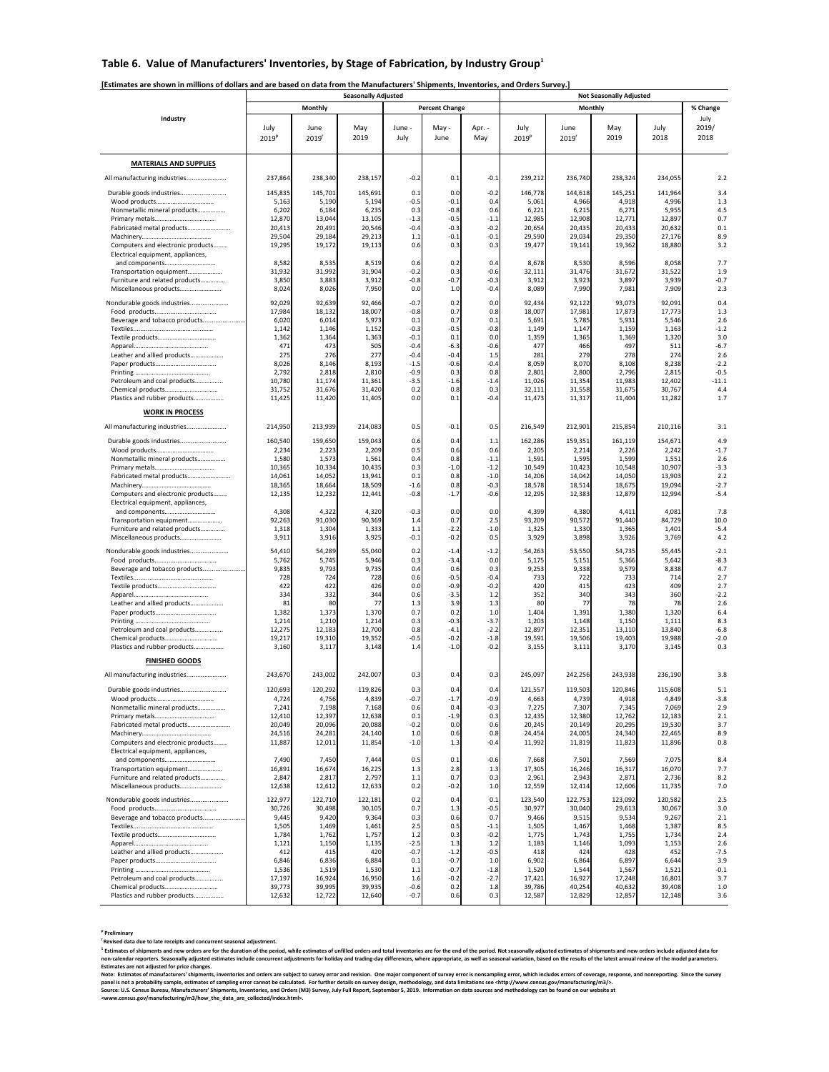## Table 6. Value of Manufacturers' Inventories, by Stage of Fabrication, by Industry Group[1]

**[Estimates are shown in millions of dollars and are based on data from the Manufacturers' Shipments, Inventories, and Orders Survey.]**

| Industry | Seasonally Adjusted | | | | | | Not Seasonally Adjusted | | | | |
|---|---|---|---|---|---|---|---|---|---|---|---|
| | Monthly | | | Percent Change | | | Monthly | | | | % Change |
| | July 2019[p] | June 2019[r] | May 2019 | June - July | May - June | Apr. - May | July 2019[p] | June 2019[r] | May 2019 | July 2018 | July 2019/ 2018 |
| **MATERIALS AND SUPPLIES** | | | | | | | | | | | |
| All manufacturing industries | 237,864 | 238,340 | 238,157 | -0.2 | 0.1 | -0.1 | 239,212 | 236,740 | 238,324 | 234,055 | 2.2 |
| Durable goods industries | 145,835 | 145,701 | 145,691 | 0.1 | 0.0 | -0.2 | 146,778 | 144,618 | 145,251 | 141,964 | 3.4 |
| Wood products | 5,163 | 5,190 | 5,194 | -0.5 | -0.1 | 0.4 | 5,061 | 4,966 | 4,918 | 4,996 | 1.3 |
| Nonmetallic mineral products | 6,202 | 6,184 | 6,235 | 0.3 | -0.8 | 0.6 | 6,221 | 6,215 | 6,271 | 5,955 | 4.5 |
| Primary metals | 12,870 | 13,044 | 13,105 | -1.3 | -0.5 | -1.1 | 12,985 | 12,908 | 12,771 | 12,897 | 0.7 |
| Fabricated metal products | 20,413 | 20,491 | 20,546 | -0.4 | -0.3 | -0.2 | 20,654 | 20,435 | 20,433 | 20,632 | 0.1 |
| Machinery | 29,504 | 29,184 | 29,213 | 1.1 | -0.1 | -0.1 | 29,590 | 29,034 | 29,350 | 27,176 | 8.9 |
| Computers and electronic products | 19,295 | 19,172 | 19,113 | 0.6 | 0.3 | 0.3 | 19,477 | 19,141 | 19,362 | 18,880 | 3.2 |
| Electrical equipment, appliances, and components | 8,582 | 8,535 | 8,519 | 0.6 | 0.2 | 0.4 | 8,678 | 8,530 | 8,596 | 8,058 | 7.7 |
| Transportation equipment | 31,932 | 31,992 | 31,904 | -0.2 | 0.3 | -0.6 | 32,111 | 31,476 | 31,672 | 31,522 | 1.9 |
| Furniture and related products | 3,850 | 3,883 | 3,912 | -0.8 | -0.7 | -0.3 | 3,912 | 3,923 | 3,897 | 3,939 | -0.7 |
| Miscellaneous products | 8,024 | 8,026 | 7,950 | 0.0 | 1.0 | -0.4 | 8,089 | 7,990 | 7,981 | 7,909 | 2.3 |
| Nondurable goods industries | 92,029 | 92,639 | 92,466 | -0.7 | 0.2 | 0.0 | 92,434 | 92,122 | 93,073 | 92,091 | 0.4 |
| Food products | 17,984 | 18,132 | 18,007 | -0.8 | 0.7 | 0.8 | 18,007 | 17,981 | 17,873 | 17,773 | 1.3 |
| Beverage and tobacco products | 6,020 | 6,014 | 5,973 | 0.1 | 0.7 | 0.1 | 5,691 | 5,785 | 5,931 | 5,546 | 2.6 |
| Textiles | 1,142 | 1,146 | 1,152 | -0.3 | -0.5 | -0.8 | 1,149 | 1,147 | 1,159 | 1,163 | -1.2 |
| Textile products | 1,362 | 1,364 | 1,363 | -0.1 | 0.1 | 0.0 | 1,359 | 1,365 | 1,369 | 1,320 | 3.0 |
| Apparel | 471 | 473 | 505 | -0.4 | -6.3 | -0.6 | 477 | 466 | 497 | 511 | -6.7 |
| Leather and allied products | 275 | 276 | 277 | -0.4 | -0.4 | 1.5 | 281 | 279 | 278 | 274 | 2.6 |
| Paper products | 8,026 | 8,146 | 8,193 | -1.5 | -0.6 | -0.4 | 8,059 | 8,070 | 8,108 | 8,238 | -2.2 |
| Printing | 2,792 | 2,818 | 2,810 | -0.9 | 0.3 | 0.8 | 2,801 | 2,800 | 2,796 | 2,815 | -0.5 |
| Petroleum and coal products | 10,780 | 11,174 | 11,361 | -3.5 | -1.6 | -1.4 | 11,026 | 11,354 | 11,983 | 12,402 | -11.1 |
| Chemical products | 31,752 | 31,676 | 31,420 | 0.2 | 0.8 | 0.3 | 32,111 | 31,558 | 31,675 | 30,767 | 4.4 |
| Plastics and rubber products | 11,425 | 11,420 | 11,405 | 0.0 | 0.1 | -0.4 | 11,473 | 11,317 | 11,404 | 11,282 | 1.7 |
| **WORK IN PROCESS** | | | | | | | | | | | |
| All manufacturing industries | 214,950 | 213,939 | 214,083 | 0.5 | -0.1 | 0.5 | 216,549 | 212,901 | 215,854 | 210,116 | 3.1 |
| Durable goods industries | 160,540 | 159,650 | 159,043 | 0.6 | 0.4 | 1.1 | 162,286 | 159,351 | 161,119 | 154,671 | 4.9 |
| Wood products | 2,234 | 2,223 | 2,209 | 0.5 | 0.6 | 0.6 | 2,205 | 2,214 | 2,226 | 2,242 | -1.7 |
| Nonmetallic mineral products | 1,580 | 1,573 | 1,561 | 0.4 | 0.8 | -1.1 | 1,591 | 1,595 | 1,599 | 1,551 | 2.6 |
| Primary metals | 10,365 | 10,334 | 10,435 | 0.3 | -1.0 | -1.2 | 10,549 | 10,423 | 10,548 | 10,907 | -3.3 |
| Fabricated metal products | 14,061 | 14,052 | 13,941 | 0.1 | 0.8 | -1.0 | 14,206 | 14,042 | 14,050 | 13,903 | 2.2 |
| Machinery | 18,365 | 18,664 | 18,509 | -1.6 | 0.8 | -0.3 | 18,578 | 18,514 | 18,675 | 19,094 | -2.7 |
| Computers and electronic products | 12,135 | 12,232 | 12,441 | -0.8 | -1.7 | -0.6 | 12,295 | 12,383 | 12,879 | 12,994 | -5.4 |
| Electrical equipment, appliances, and components | 4,308 | 4,322 | 4,320 | -0.3 | 0.0 | 0.0 | 4,399 | 4,380 | 4,411 | 4,081 | 7.8 |
| Transportation equipment | 92,263 | 91,030 | 90,369 | 1.4 | 0.7 | 2.5 | 93,209 | 90,572 | 91,440 | 84,729 | 10.0 |
| Furniture and related products | 1,318 | 1,304 | 1,333 | 1.1 | -2.2 | -1.0 | 1,325 | 1,330 | 1,365 | 1,401 | -5.4 |
| Miscellaneous products | 3,911 | 3,916 | 3,925 | -0.1 | -0.2 | 0.5 | 3,929 | 3,898 | 3,926 | 3,769 | 4.2 |
| Nondurable goods industries | 54,410 | 54,289 | 55,040 | 0.2 | -1.4 | -1.2 | 54,263 | 53,550 | 54,735 | 55,445 | -2.1 |
| Food products | 5,762 | 5,745 | 5,946 | 0.3 | -3.4 | 0.0 | 5,175 | 5,151 | 5,366 | 5,642 | -8.3 |
| Beverage and tobacco products | 9,835 | 9,793 | 9,735 | 0.4 | 0.6 | 0.3 | 9,253 | 9,338 | 9,579 | 8,838 | 4.7 |
| Textiles | 728 | 724 | 728 | 0.6 | -0.5 | -0.4 | 733 | 722 | 733 | 714 | 2.7 |
| Textile products | 422 | 422 | 426 | 0.0 | -0.9 | -0.2 | 420 | 415 | 423 | 409 | 2.7 |
| Apparel | 334 | 332 | 344 | 0.6 | -3.5 | 1.2 | 352 | 340 | 343 | 360 | -2.2 |
| Leather and allied products | 81 | 80 | 77 | 1.3 | 3.9 | 1.3 | 80 | 77 | 78 | 78 | 2.6 |
| Paper products | 1,382 | 1,373 | 1,370 | 0.7 | 0.2 | 1.0 | 1,404 | 1,391 | 1,380 | 1,320 | 6.4 |
| Printing | 1,214 | 1,210 | 1,214 | 0.3 | -0.3 | -3.7 | 1,203 | 1,148 | 1,150 | 1,111 | 8.3 |
| Petroleum and coal products | 12,275 | 12,183 | 12,700 | 0.8 | -4.1 | -2.2 | 12,897 | 12,351 | 13,110 | 13,840 | -6.8 |
| Chemical products | 19,217 | 19,310 | 19,352 | -0.5 | -0.2 | -1.8 | 19,591 | 19,506 | 19,403 | 19,988 | -2.0 |
| Plastics and rubber products | 3,160 | 3,117 | 3,148 | 1.4 | -1.0 | -0.2 | 3,155 | 3,111 | 3,170 | 3,145 | 0.3 |
| **FINISHED GOODS** | | | | | | | | | | | |
| All manufacturing industries | 243,670 | 243,002 | 242,007 | 0.3 | 0.4 | 0.3 | 245,097 | 242,256 | 243,938 | 236,190 | 3.8 |
| Durable goods industries | 120,693 | 120,292 | 119,826 | 0.3 | 0.4 | 0.4 | 121,557 | 119,503 | 120,846 | 115,608 | 5.1 |
| Wood products | 4,724 | 4,756 | 4,839 | -0.7 | -1.7 | -0.9 | 4,663 | 4,739 | 4,918 | 4,849 | -3.8 |
| Nonmetallic mineral products | 7,241 | 7,198 | 7,168 | 0.6 | 0.4 | -0.3 | 7,275 | 7,307 | 7,345 | 7,069 | 2.9 |
| Primary metals | 12,410 | 12,397 | 12,638 | 0.1 | -1.9 | 0.3 | 12,435 | 12,380 | 12,762 | 12,183 | 2.1 |
| Fabricated metal products | 20,049 | 20,096 | 20,088 | -0.2 | 0.0 | 0.6 | 20,245 | 20,149 | 20,295 | 19,530 | 3.7 |
| Machinery | 24,516 | 24,281 | 24,140 | 1.0 | 0.6 | 0.8 | 24,454 | 24,005 | 24,340 | 22,465 | 8.9 |
| Computers and electronic products | 11,887 | 12,011 | 11,854 | -1.0 | 1.3 | -0.4 | 11,992 | 11,819 | 11,823 | 11,896 | 0.8 |
| Electrical equipment, appliances, and components | 7,490 | 7,450 | 7,444 | 0.5 | 0.1 | -0.6 | 7,668 | 7,501 | 7,569 | 7,075 | 8.4 |
| Transportation equipment | 16,891 | 16,674 | 16,225 | 1.3 | 2.8 | 1.3 | 17,305 | 16,246 | 16,317 | 16,070 | 7.7 |
| Furniture and related products | 2,847 | 2,817 | 2,797 | 1.1 | 0.7 | 0.3 | 2,961 | 2,943 | 2,871 | 2,736 | 8.2 |
| Miscellaneous products | 12,638 | 12,612 | 12,633 | 0.2 | -0.2 | 1.0 | 12,559 | 12,414 | 12,606 | 11,735 | 7.0 |
| Nondurable goods industries | 122,977 | 122,710 | 122,181 | 0.2 | 0.4 | 0.1 | 123,540 | 122,753 | 123,092 | 120,582 | 2.5 |
| Food products | 30,726 | 30,498 | 30,105 | 0.7 | 1.3 | -0.5 | 30,977 | 30,040 | 29,613 | 30,067 | 3.0 |
| Beverage and tobacco products | 9,445 | 9,420 | 9,364 | 0.3 | 0.6 | 0.7 | 9,466 | 9,515 | 9,534 | 9,267 | 2.1 |
| Textiles | 1,505 | 1,469 | 1,461 | 2.5 | 0.5 | -1.1 | 1,505 | 1,467 | 1,468 | 1,387 | 8.5 |
| Textile products | 1,784 | 1,762 | 1,757 | 1.2 | 0.3 | -0.2 | 1,775 | 1,743 | 1,755 | 1,734 | 2.4 |
| Apparel | 1,121 | 1,150 | 1,135 | -2.5 | 1.3 | 1.2 | 1,183 | 1,146 | 1,093 | 1,153 | 2.6 |
| Leather and allied products | 412 | 415 | 420 | -0.7 | -1.2 | -0.5 | 418 | 424 | 428 | 452 | -7.5 |
| Paper products | 6,846 | 6,836 | 6,884 | 0.1 | -0.7 | 1.0 | 6,902 | 6,864 | 6,897 | 6,644 | 3.9 |
| Printing | 1,536 | 1,519 | 1,530 | 1.1 | -0.7 | -1.8 | 1,520 | 1,544 | 1,567 | 1,521 | -0.1 |
| Petroleum and coal products | 17,197 | 16,924 | 16,950 | 1.6 | -0.2 | -2.7 | 17,421 | 16,927 | 17,248 | 16,801 | 3.7 |
| Chemical products | 39,773 | 39,995 | 39,935 | -0.6 | 0.2 | 1.8 | 39,786 | 40,254 | 40,632 | 39,408 | 1.0 |
| Plastics and rubber products | 12,632 | 12,722 | 12,640 | -0.7 | 0.6 | 0.3 | 12,587 | 12,829 | 12,857 | 12,148 | 3.6 |

[p] Preliminary

[r] Revised data due to late receipts and concurrent seasonal adjustment.

[1] Estimates of shipments and new orders are for the duration of the period, while estimates of unfilled orders and total inventories are for the end of the period. Not seasonally adjusted estimates of shipments and new orders include adjusted data for non-calendar reporters. Seasonally adjusted estimates include concurrent adjustments for holiday and trading-day differences, where appropriate, as well as seasonal variation, based on the results of the latest annual review of the model parameters. Estimates are not adjusted for price changes.

Note: Estimates of manufacturers' shipments, inventories and orders are subject to survey error and revision. One major component of survey error is nonsampling error, which includes errors of coverage, response, and nonreporting. Since the survey panel is not a probability sample, estimates of sampling error cannot be calculated. For further details on survey design, methodology, and data limitations see <http://www.census.gov/manufacturing/m3/>.

Source: U.S. Census Bureau, Manufacturers' Shipments, Inventories, and Orders (M3) Survey, July Full Report, September 5, 2019. Information on data sources and methodology can be found on our website at <www.census.gov/manufacturing/m3/how_the_data_are_collected/index.html>.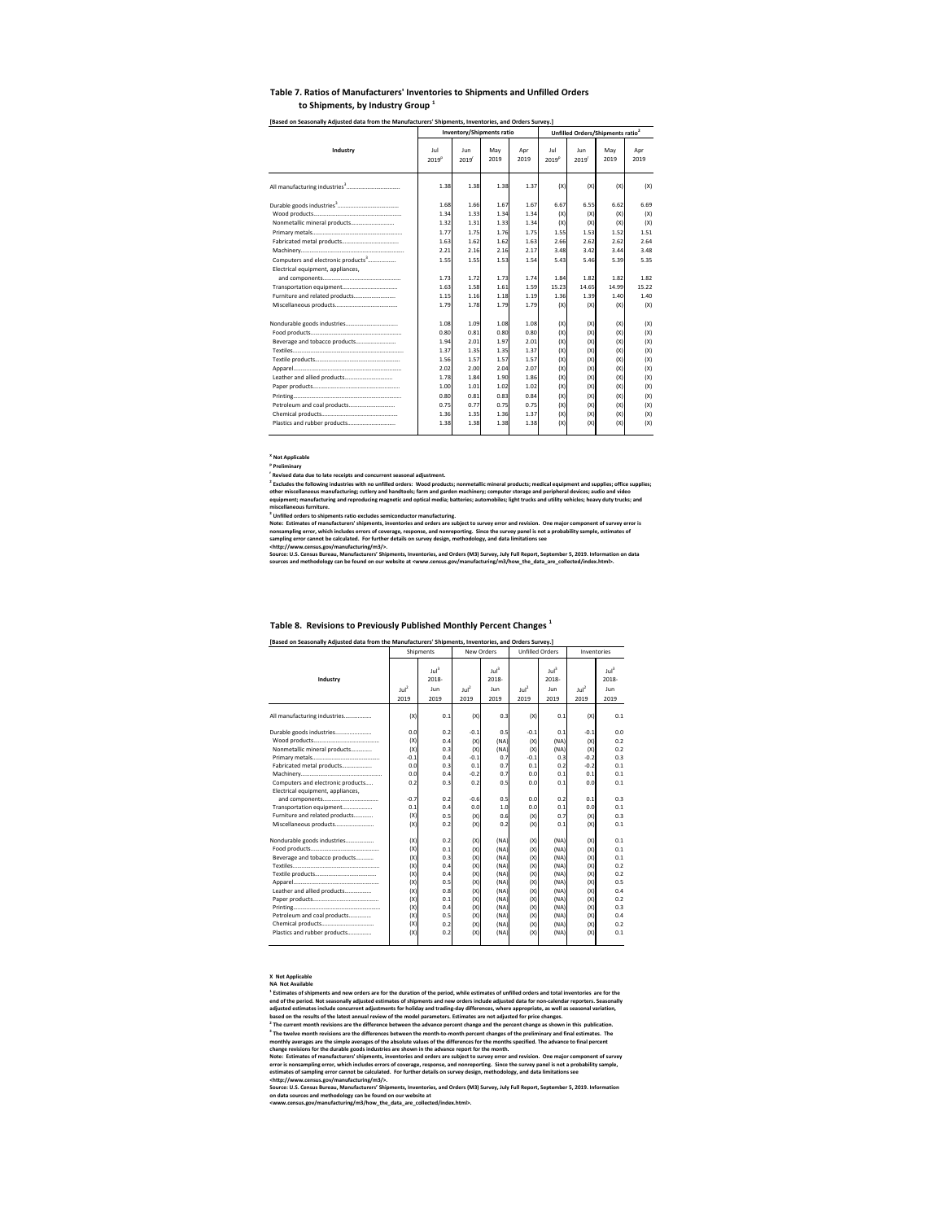# Table 7. Ratios of Manufacturers' Inventories to Shipments and Unfilled Orders to Shipments, by Industry Group [1]

[Based on Seasonally Adjusted data from the Manufacturers' Shipments, Inventories, and Orders Survey.]

| Industry | Inventory/Shipments ratio | | | | Unfilled Orders/Shipments ratio [2] | | | |
|---|---|---|---|---|---|---|---|---|
| | Jul 2019[p] | Jun 2019[r] | May 2019 | Apr 2019 | Jul 2019[p] | Jun 2019[r] | May 2019 | Apr 2019 |
| All manufacturing industries[3] | 1.38 | 1.38 | 1.38 | 1.37 | (X) | (X) | (X) | (X) |
| Durable goods industries[3] | 1.68 | 1.66 | 1.67 | 1.67 | 6.67 | 6.55 | 6.62 | 6.69 |
| Wood products | 1.34 | 1.33 | 1.34 | 1.34 | (X) | (X) | (X) | (X) |
| Nonmetallic mineral products | 1.32 | 1.31 | 1.33 | 1.34 | (X) | (X) | (X) | (X) |
| Primary metals | 1.77 | 1.75 | 1.76 | 1.75 | 1.55 | 1.53 | 1.52 | 1.51 |
| Fabricated metal products | 1.63 | 1.62 | 1.62 | 1.63 | 2.66 | 2.62 | 2.62 | 2.64 |
| Machinery | 2.21 | 2.16 | 2.16 | 2.17 | 3.48 | 3.42 | 3.44 | 3.48 |
| Computers and electronic products[3] | 1.55 | 1.55 | 1.53 | 1.54 | 5.43 | 5.46 | 5.39 | 5.35 |
| Electrical equipment, appliances, and components | 1.73 | 1.72 | 1.73 | 1.74 | 1.84 | 1.82 | 1.82 | 1.82 |
| Transportation equipment | 1.63 | 1.58 | 1.61 | 1.59 | 15.23 | 14.65 | 14.99 | 15.22 |
| Furniture and related products | 1.15 | 1.16 | 1.18 | 1.19 | 1.36 | 1.39 | 1.40 | 1.40 |
| Miscellaneous products | 1.79 | 1.78 | 1.79 | 1.79 | (X) | (X) | (X) | (X) |
| Nondurable goods industries | 1.08 | 1.09 | 1.08 | 1.08 | (X) | (X) | (X) | (X) |
| Food products | 0.80 | 0.81 | 0.80 | 0.80 | (X) | (X) | (X) | (X) |
| Beverage and tobacco products | 1.94 | 2.01 | 1.97 | 2.01 | (X) | (X) | (X) | (X) |
| Textiles | 1.37 | 1.35 | 1.35 | 1.37 | (X) | (X) | (X) | (X) |
| Textile products | 1.56 | 1.57 | 1.57 | 1.57 | (X) | (X) | (X) | (X) |
| Apparel | 2.02 | 2.00 | 2.04 | 2.07 | (X) | (X) | (X) | (X) |
| Leather and allied products | 1.78 | 1.84 | 1.90 | 1.86 | (X) | (X) | (X) | (X) |
| Paper products | 1.00 | 1.01 | 1.02 | 1.02 | (X) | (X) | (X) | (X) |
| Printing | 0.80 | 0.81 | 0.83 | 0.84 | (X) | (X) | (X) | (X) |
| Petroleum and coal products | 0.75 | 0.77 | 0.75 | 0.75 | (X) | (X) | (X) | (X) |
| Chemical products | 1.36 | 1.35 | 1.36 | 1.37 | (X) | (X) | (X) | (X) |
| Plastics and rubber products | 1.38 | 1.38 | 1.38 | 1.38 | (X) | (X) | (X) | (X) |

**X Not Applicable**

**p Preliminary**

**r Revised data due to late receipts and concurrent seasonal adjustment.**

**[2] Excludes the following industries with no unfilled orders: Wood products; nonmetallic mineral products; medical equipment and supplies; office supplies; other miscellaneous manufacturing; cutlery and handtools; farm and garden machinery; computer storage and peripheral devices; audio and video equipment; manufacturing and reproducing magnetic and optical media; batteries; automobiles; light trucks and utility vehicles; heavy duty trucks; and miscellaneous furniture.**

**[3] Unfilled orders to shipments ratio excludes semiconductor manufacturing.**

**Note: Estimates of manufacturers' shipments, inventories and orders are subject to survey error and revision. One major component of survey error is nonsampling error, which includes errors of coverage, response, and nonreporting. Since the survey panel is not a probability sample, estimates of sampling error cannot be calculated. For further details on survey design, methodology, and data limitations see <http://www.census.gov/manufacturing/m3/>.**

**Source: U.S. Census Bureau, Manufacturers' Shipments, Inventories, and Orders (M3) Survey, July Full Report, September 5, 2019. Information on data sources and methodology can be found on our website at <www.census.gov/manufacturing/m3/how_the_data_are_collected/index.html>.**

# Table 8. Revisions to Previously Published Monthly Percent Changes [1]

[Based on Seasonally Adjusted data from the Manufacturers' Shipments, Inventories, and Orders Survey.]

| Industry | Shipments | | New Orders | | Unfilled Orders | | Inventories | |
|---|---|---|---|---|---|---|---|---|
| | Jul[2] 2019 | Jul[3] 2018-Jun 2019 | Jul[2] 2019 | Jul[3] 2018-Jun 2019 | Jul[2] 2019 | Jul[3] 2018-Jun 2019 | Jul[2] 2019 | Jul[3] 2018-Jun 2019 |
| All manufacturing industries | (X) | 0.1 | (X) | 0.3 | (X) | 0.1 | (X) | 0.1 |
| Durable goods industries | 0.0 | 0.2 | -0.1 | 0.5 | -0.1 | 0.1 | -0.1 | 0.0 |
| Wood products | (X) | 0.4 | (X) | (NA) | (X) | (NA) | (X) | 0.2 |
| Nonmetallic mineral products | (X) | 0.3 | (X) | (NA) | (X) | (NA) | (X) | 0.2 |
| Primary metals | -0.1 | 0.4 | -0.1 | 0.7 | -0.1 | 0.3 | -0.2 | 0.3 |
| Fabricated metal products | 0.0 | 0.3 | 0.1 | 0.7 | 0.1 | 0.2 | -0.2 | 0.1 |
| Machinery | 0.0 | 0.4 | -0.2 | 0.7 | 0.0 | 0.1 | 0.1 | 0.1 |
| Computers and electronic products | 0.2 | 0.3 | 0.2 | 0.5 | 0.0 | 0.1 | 0.0 | 0.1 |
| Electrical equipment, appliances, and components | -0.7 | 0.2 | -0.6 | 0.5 | 0.0 | 0.2 | 0.1 | 0.3 |
| Transportation equipment | 0.1 | 0.4 | 0.0 | 1.0 | 0.0 | 0.1 | 0.0 | 0.1 |
| Furniture and related products | (X) | 0.5 | (X) | 0.6 | (X) | 0.7 | (X) | 0.3 |
| Miscellaneous products | (X) | 0.2 | (X) | 0.2 | (X) | 0.1 | (X) | 0.1 |
| Nondurable goods industries | (X) | 0.2 | (X) | (NA) | (X) | (NA) | (X) | 0.1 |
| Food products | (X) | 0.1 | (X) | (NA) | (X) | (NA) | (X) | 0.1 |
| Beverage and tobacco products | (X) | 0.3 | (X) | (NA) | (X) | (NA) | (X) | 0.1 |
| Textiles | (X) | 0.4 | (X) | (NA) | (X) | (NA) | (X) | 0.2 |
| Textile products | (X) | 0.4 | (X) | (NA) | (X) | (NA) | (X) | 0.2 |
| Apparel | (X) | 0.5 | (X) | (NA) | (X) | (NA) | (X) | 0.5 |
| Leather and allied products | (X) | 0.8 | (X) | (NA) | (X) | (NA) | (X) | 0.4 |
| Paper products | (X) | 0.1 | (X) | (NA) | (X) | (NA) | (X) | 0.2 |
| Printing | (X) | 0.4 | (X) | (NA) | (X) | (NA) | (X) | 0.3 |
| Petroleum and coal products | (X) | 0.5 | (X) | (NA) | (X) | (NA) | (X) | 0.4 |
| Chemical products | (X) | 0.2 | (X) | (NA) | (X) | (NA) | (X) | 0.2 |
| Plastics and rubber products | (X) | 0.2 | (X) | (NA) | (X) | (NA) | (X) | 0.1 |

**X Not Applicable**

**NA Not Available**

**[1] Estimates of shipments and new orders are for the duration of the period, while estimates of unfilled orders and total inventories are for the end of the period. Not seasonally adjusted estimates of shipments and new orders include adjusted data for non-calendar reporters. Seasonally adjusted estimates include concurrent adjustments for holiday and trading-day differences, where appropriate, as well as seasonal variation, based on the results of the latest annual review of the model parameters. Estimates are not adjusted for price changes.**

**[2] The current month revisions are the difference between the advance percent change and the percent change as shown in this publication.**

**[3] The twelve month revisions are the differences between the month-to-month percent changes of the preliminary and final estimates. The monthly averages are the simple averages of the absolute values of the differences for the months specified. The advance to final percent change revisions for the durable goods industries are shown in the advance report for the month.**

**Note: Estimates of manufacturers' shipments, inventories and orders are subject to survey error and revision. One major component of survey error is nonsampling error, which includes errors of coverage, response, and nonreporting. Since the survey panel is not a probability sample, estimates of sampling error cannot be calculated. For further details on survey design, methodology, and data limitations see <http://www.census.gov/manufacturing/m3/>.**

**Source: U.S. Census Bureau, Manufacturers' Shipments, Inventories, and Orders (M3) Survey, July Full Report, September 5, 2019. Information on data sources and methodology can be found on our website at <www.census.gov/manufacturing/m3/how_the_data_are_collected/index.html>.**